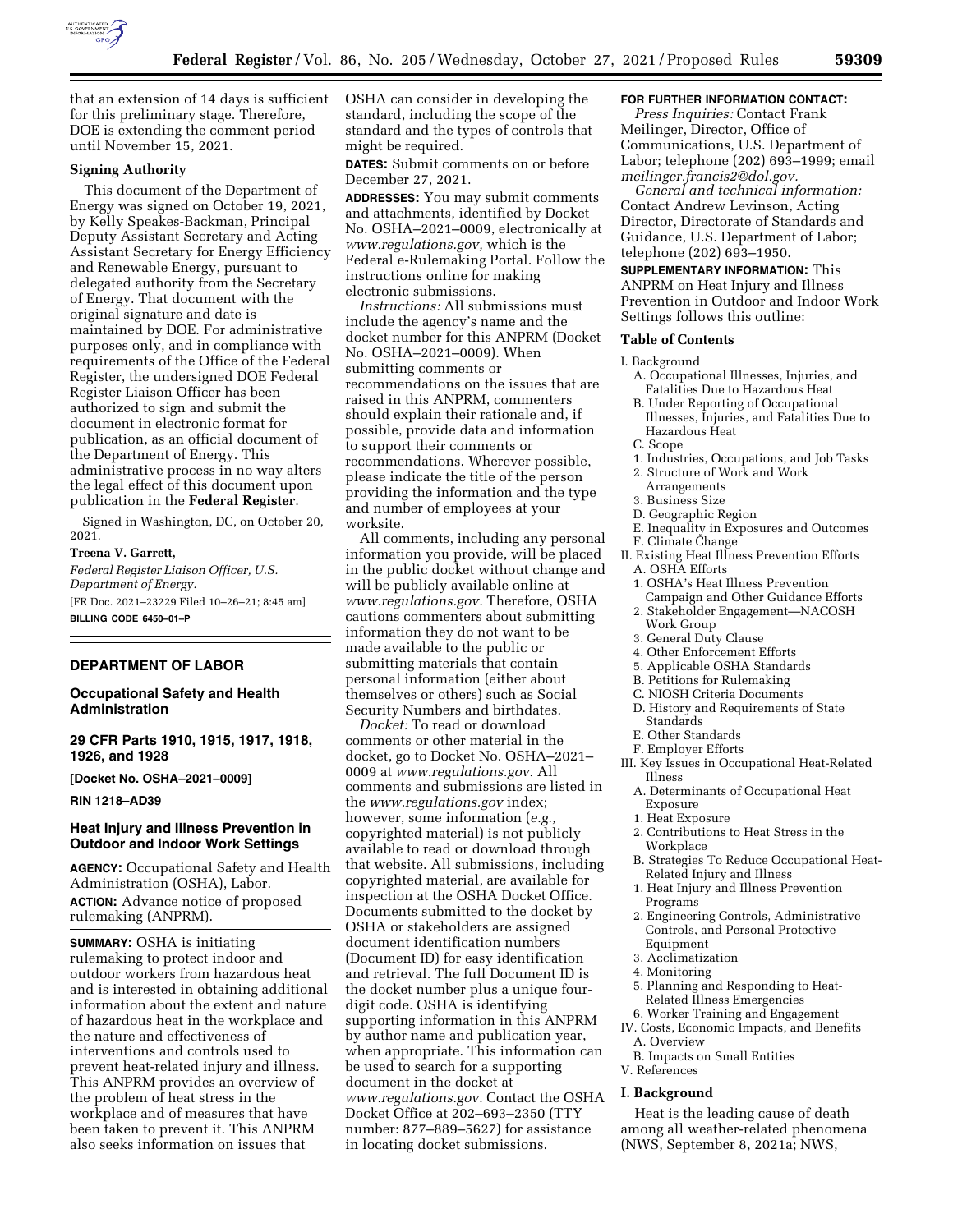that an extension of 14 days is sufficient for this preliminary stage. Therefore, DOE is extending the comment period until November 15, 2021.

**Signing Authority**

This document of the Department of Energy was signed on October 19, 2021, by Kelly Speakes-Backman, Principal Deputy Assistant Secretary and Acting Assistant Secretary for Energy Efficiency and Renewable Energy, pursuant to delegated authority from the Secretary of Energy. That document with the original signature and date is maintained by DOE. For administrative purposes only, and in compliance with requirements of the Office of the Federal Register, the undersigned DOE Federal Register Liaison Officer has been authorized to sign and submit the document in electronic format for publication, as an official document of the Department of Energy. This administrative process in no way alters the legal effect of this document upon publication in the **Federal Register**.

Signed in Washington, DC, on October 20, 2021.

**Treena V. Garrett,**

*Federal Register Liaison Officer, U.S. Department of Energy.*

[FR Doc. 2021–23229 Filed 10–26–21; 8:45 am]

**BILLING CODE 6450–01–P**

---

## DEPARTMENT OF LABOR

### Occupational Safety and Health Administration

### 29 CFR Parts 1910, 1915, 1917, 1918, 1926, and 1928

**[Docket No. OSHA–2021–0009]**

**RIN 1218–AD39**

### Heat Injury and Illness Prevention in Outdoor and Indoor Work Settings

**AGENCY:** Occupational Safety and Health Administration (OSHA), Labor.

**ACTION:** Advance notice of proposed rulemaking (ANPRM).

**SUMMARY:** OSHA is initiating rulemaking to protect indoor and outdoor workers from hazardous heat and is interested in obtaining additional information about the extent and nature of hazardous heat in the workplace and the nature and effectiveness of interventions and controls used to prevent heat-related injury and illness. This ANPRM provides an overview of the problem of heat stress in the workplace and of measures that have been taken to prevent it. This ANPRM also seeks information on issues that OSHA can consider in developing the standard, including the scope of the standard and the types of controls that might be required.

**DATES:** Submit comments on or before December 27, 2021.

**ADDRESSES:** You may submit comments and attachments, identified by Docket No. OSHA–2021–0009, electronically at *www.regulations.gov,* which is the Federal e-Rulemaking Portal. Follow the instructions online for making electronic submissions.

*Instructions:* All submissions must include the agency's name and the docket number for this ANPRM (Docket No. OSHA–2021–0009). When submitting comments or recommendations on the issues that are raised in this ANPRM, commenters should explain their rationale and, if possible, provide data and information to support their comments or recommendations. Wherever possible, please indicate the title of the person providing the information and the type and number of employees at your worksite.

All comments, including any personal information you provide, will be placed in the public docket without change and will be publicly available online at *www.regulations.gov.* Therefore, OSHA cautions commenters about submitting information they do not want to be made available to the public or submitting materials that contain personal information (either about themselves or others) such as Social Security Numbers and birthdates.

*Docket:* To read or download comments or other material in the docket, go to Docket No. OSHA–2021–0009 at *www.regulations.gov.* All comments and submissions are listed in the *www.regulations.gov* index; however, some information (*e.g.,* copyrighted material) is not publicly available to read or download through that website. All submissions, including copyrighted material, are available for inspection at the OSHA Docket Office. Documents submitted to the docket by OSHA or stakeholders are assigned document identification numbers (Document ID) for easy identification and retrieval. The full Document ID is the docket number plus a unique four-digit code. OSHA is identifying supporting information in this ANPRM by author name and publication year, when appropriate. This information can be used to search for a supporting document in the docket at *www.regulations.gov.* Contact the OSHA Docket Office at 202–693–2350 (TTY number: 877–889–5627) for assistance in locating docket submissions.

**FOR FURTHER INFORMATION CONTACT:**

*Press Inquiries:* Contact Frank Meilinger, Director, Office of Communications, U.S. Department of Labor; telephone (202) 693–1999; email *meilinger.francis2@dol.gov.*

*General and technical information:* Contact Andrew Levinson, Acting Director, Directorate of Standards and Guidance, U.S. Department of Labor; telephone (202) 693–1950.

**SUPPLEMENTARY INFORMATION:** This ANPRM on Heat Injury and Illness Prevention in Outdoor and Indoor Work Settings follows this outline:

**Table of Contents**

I. Background
- A. Occupational Illnesses, Injuries, and Fatalities Due to Hazardous Heat
- B. Under Reporting of Occupational Illnesses, Injuries, and Fatalities Due to Hazardous Heat
- C. Scope
  1. Industries, Occupations, and Job Tasks
  2. Structure of Work and Work Arrangements
  3. Business Size
- D. Geographic Region
- E. Inequality in Exposures and Outcomes
- F. Climate Change

II. Existing Heat Illness Prevention Efforts
- A. OSHA Efforts
  1. OSHA's Heat Illness Prevention Campaign and Other Guidance Efforts
  2. Stakeholder Engagement—NACOSH Work Group
  3. General Duty Clause
  4. Other Enforcement Efforts
  5. Applicable OSHA Standards
- B. Petitions for Rulemaking
- C. NIOSH Criteria Documents
- D. History and Requirements of State Standards
- E. Other Standards
- F. Employer Efforts

III. Key Issues in Occupational Heat-Related Illness
- A. Determinants of Occupational Heat Exposure
  1. Heat Exposure
  2. Contributions to Heat Stress in the Workplace
- B. Strategies To Reduce Occupational Heat-Related Injury and Illness
  1. Heat Injury and Illness Prevention Programs
  2. Engineering Controls, Administrative Controls, and Personal Protective Equipment
  3. Acclimatization
  4. Monitoring
  5. Planning and Responding to Heat-Related Illness Emergencies
  6. Worker Training and Engagement

IV. Costs, Economic Impacts, and Benefits
- A. Overview
- B. Impacts on Small Entities

V. References

## I. Background

Heat is the leading cause of death among all weather-related phenomena (NWS, September 8, 2021a; NWS,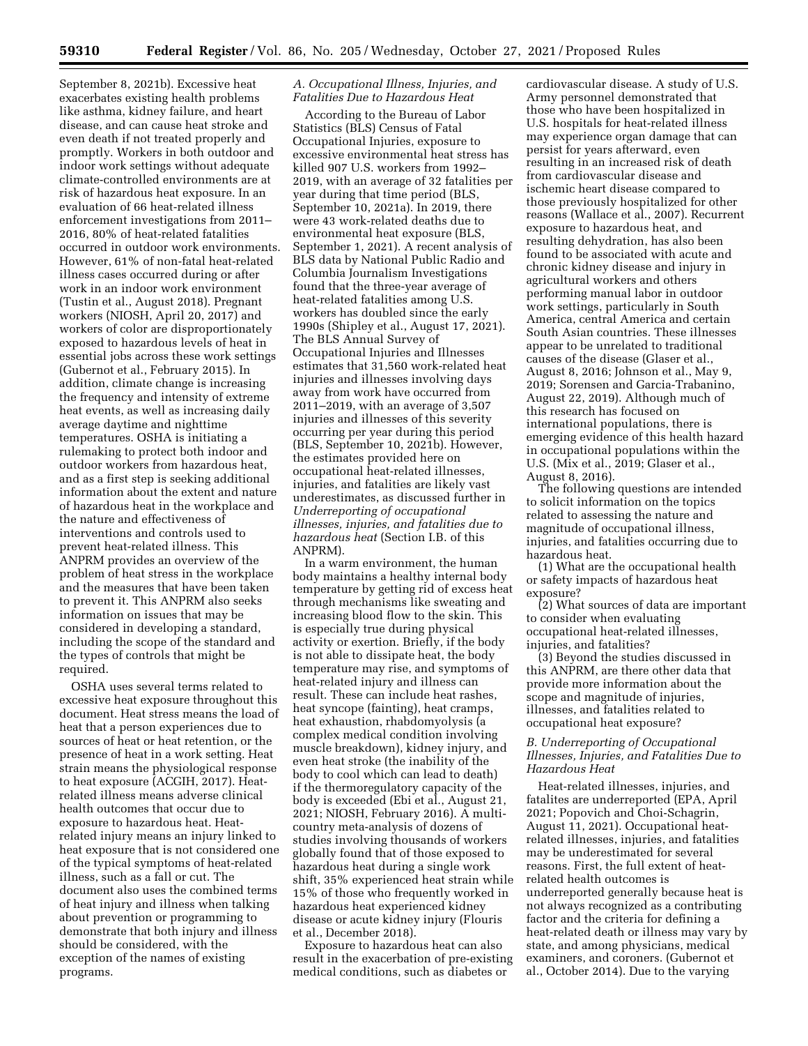September 8, 2021b). Excessive heat exacerbates existing health problems like asthma, kidney failure, and heart disease, and can cause heat stroke and even death if not treated properly and promptly. Workers in both outdoor and indoor work settings without adequate climate-controlled environments are at risk of hazardous heat exposure. In an evaluation of 66 heat-related illness enforcement investigations from 2011–2016, 80% of heat-related fatalities occurred in outdoor work environments. However, 61% of non-fatal heat-related illness cases occurred during or after work in an indoor work environment (Tustin et al., August 2018). Pregnant workers (NIOSH, April 20, 2017) and workers of color are disproportionately exposed to hazardous levels of heat in essential jobs across these work settings (Gubernot et al., February 2015). In addition, climate change is increasing the frequency and intensity of extreme heat events, as well as increasing daily average daytime and nighttime temperatures. OSHA is initiating a rulemaking to protect both indoor and outdoor workers from hazardous heat, and as a first step is seeking additional information about the extent and nature of hazardous heat in the workplace and the nature and effectiveness of interventions and controls used to prevent heat-related illness. This ANPRM provides an overview of the problem of heat stress in the workplace and the measures that have been taken to prevent it. This ANPRM also seeks information on issues that may be considered in developing a standard, including the scope of the standard and the types of controls that might be required.

OSHA uses several terms related to excessive heat exposure throughout this document. Heat stress means the load of heat that a person experiences due to sources of heat or heat retention, or the presence of heat in a work setting. Heat strain means the physiological response to heat exposure (ACGIH, 2017). Heat-related illness means adverse clinical health outcomes that occur due to exposure to hazardous heat. Heat-related injury means an injury linked to heat exposure that is not considered one of the typical symptoms of heat-related illness, such as a fall or cut. The document also uses the combined terms of heat injury and illness when talking about prevention or programming to demonstrate that both injury and illness should be considered, with the exception of the names of existing programs.

### *A. Occupational Illness, Injuries, and Fatalities Due to Hazardous Heat*

According to the Bureau of Labor Statistics (BLS) Census of Fatal Occupational Injuries, exposure to excessive environmental heat stress has killed 907 U.S. workers from 1992–2019, with an average of 32 fatalities per year during that time period (BLS, September 10, 2021a). In 2019, there were 43 work-related deaths due to environmental heat exposure (BLS, September 1, 2021). A recent analysis of BLS data by National Public Radio and Columbia Journalism Investigations found that the three-year average of heat-related fatalities among U.S. workers has doubled since the early 1990s (Shipley et al., August 17, 2021). The BLS Annual Survey of Occupational Injuries and Illnesses estimates that 31,560 work-related heat injuries and illnesses involving days away from work have occurred from 2011–2019, with an average of 3,507 injuries and illnesses of this severity occurring per year during this period (BLS, September 10, 2021b). However, the estimates provided here on occupational heat-related illnesses, injuries, and fatalities are likely vast underestimates, as discussed further in *Underreporting of occupational illnesses, injuries, and fatalities due to hazardous heat* (Section I.B. of this ANPRM).

In a warm environment, the human body maintains a healthy internal body temperature by getting rid of excess heat through mechanisms like sweating and increasing blood flow to the skin. This is especially true during physical activity or exertion. Briefly, if the body is not able to dissipate heat, the body temperature may rise, and symptoms of heat-related injury and illness can result. These can include heat rashes, heat syncope (fainting), heat cramps, heat exhaustion, rhabdomyolysis (a complex medical condition involving muscle breakdown), kidney injury, and even heat stroke (the inability of the body to cool which can lead to death) if the thermoregulatory capacity of the body is exceeded (Ebi et al., August 21, 2021; NIOSH, February 2016). A multi-country meta-analysis of dozens of studies involving thousands of workers globally found that of those exposed to hazardous heat during a single work shift, 35% experienced heat strain while 15% of those who frequently worked in hazardous heat experienced kidney disease or acute kidney injury (Flouris et al., December 2018).

Exposure to hazardous heat can also result in the exacerbation of pre-existing medical conditions, such as diabetes or cardiovascular disease. A study of U.S. Army personnel demonstrated that those who have been hospitalized in U.S. hospitals for heat-related illness may experience organ damage that can persist for years afterward, even resulting in an increased risk of death from cardiovascular disease and ischemic heart disease compared to those previously hospitalized for other reasons (Wallace et al., 2007). Recurrent exposure to hazardous heat, and resulting dehydration, has also been found to be associated with acute and chronic kidney disease and injury in agricultural workers and others performing manual labor in outdoor work settings, particularly in South America, central America and certain South Asian countries. These illnesses appear to be unrelated to traditional causes of the disease (Glaser et al., August 8, 2016; Johnson et al., May 9, 2019; Sorensen and Garcia-Trabanino, August 22, 2019). Although much of this research has focused on international populations, there is emerging evidence of this health hazard in occupational populations within the U.S. (Mix et al., 2019; Glaser et al., August 8, 2016).

The following questions are intended to solicit information on the topics related to assessing the nature and magnitude of occupational illness, injuries, and fatalities occurring due to hazardous heat.

(1) What are the occupational health or safety impacts of hazardous heat exposure?

(2) What sources of data are important to consider when evaluating occupational heat-related illnesses, injuries, and fatalities?

(3) Beyond the studies discussed in this ANPRM, are there other data that provide more information about the scope and magnitude of injuries, illnesses, and fatalities related to occupational heat exposure?

### *B. Underreporting of Occupational Illnesses, Injuries, and Fatalities Due to Hazardous Heat*

Heat-related illnesses, injuries, and fatalites are underreported (EPA, April 2021; Popovich and Choi-Schagrin, August 11, 2021). Occupational heat-related illnesses, injuries, and fatalities may be underestimated for several reasons. First, the full extent of heat-related health outcomes is underreported generally because heat is not always recognized as a contributing factor and the criteria for defining a heat-related death or illness may vary by state, and among physicians, medical examiners, and coroners. (Gubernot et al., October 2014). Due to the varying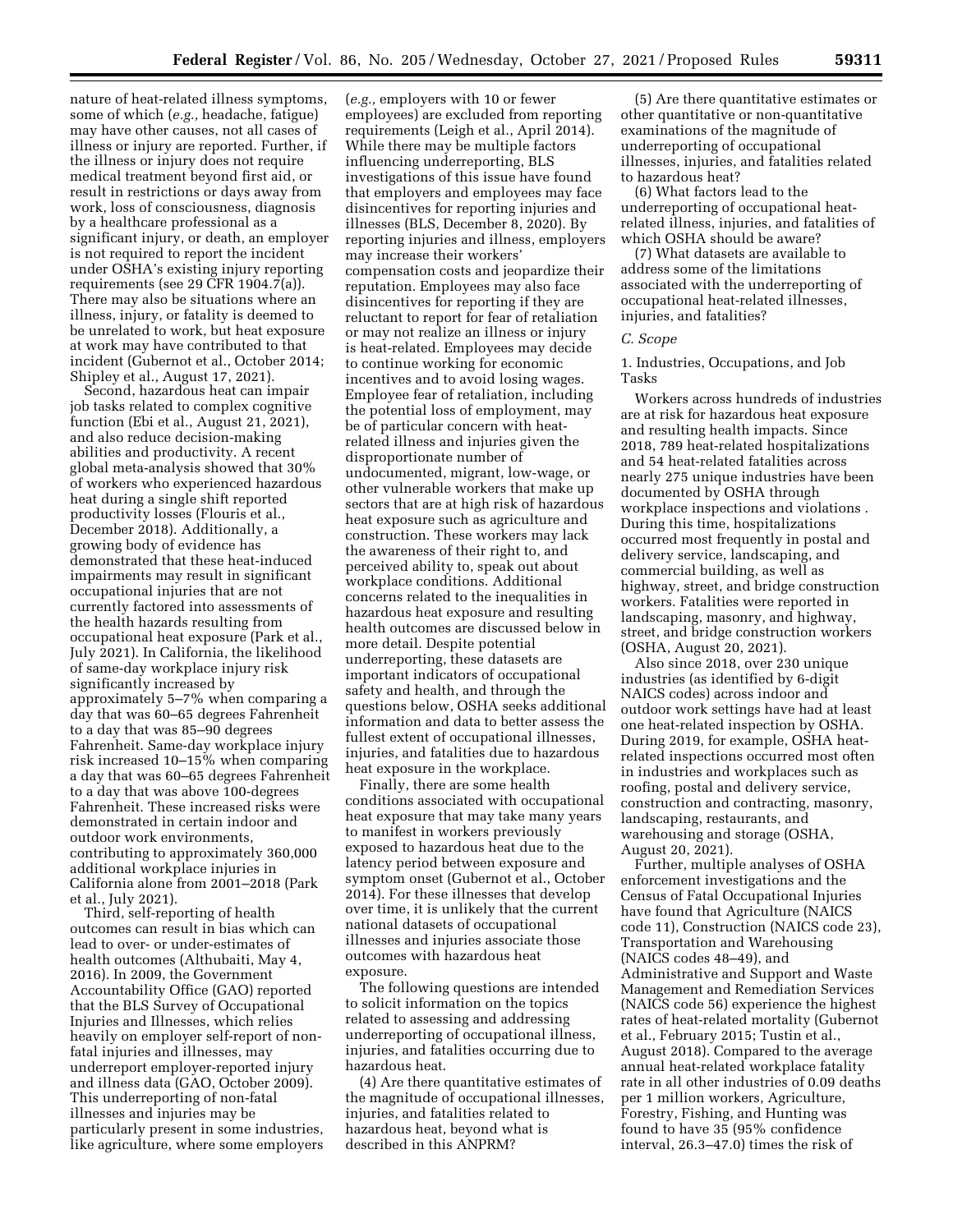nature of heat-related illness symptoms, some of which (*e.g.,* headache, fatigue) may have other causes, not all cases of illness or injury are reported. Further, if the illness or injury does not require medical treatment beyond first aid, or result in restrictions or days away from work, loss of consciousness, diagnosis by a healthcare professional as a significant injury, or death, an employer is not required to report the incident under OSHA's existing injury reporting requirements (see 29 CFR 1904.7(a)). There may also be situations where an illness, injury, or fatality is deemed to be unrelated to work, but heat exposure at work may have contributed to that incident (Gubernot et al., October 2014; Shipley et al., August 17, 2021).

Second, hazardous heat can impair job tasks related to complex cognitive function (Ebi et al., August 21, 2021), and also reduce decision-making abilities and productivity. A recent global meta-analysis showed that 30% of workers who experienced hazardous heat during a single shift reported productivity losses (Flouris et al., December 2018). Additionally, a growing body of evidence has demonstrated that these heat-induced impairments may result in significant occupational injuries that are not currently factored into assessments of the health hazards resulting from occupational heat exposure (Park et al., July 2021). In California, the likelihood of same-day workplace injury risk significantly increased by approximately 5–7% when comparing a day that was 60–65 degrees Fahrenheit to a day that was 85–90 degrees Fahrenheit. Same-day workplace injury risk increased 10–15% when comparing a day that was 60–65 degrees Fahrenheit to a day that was above 100-degrees Fahrenheit. These increased risks were demonstrated in certain indoor and outdoor work environments, contributing to approximately 360,000 additional workplace injuries in California alone from 2001–2018 (Park et al., July 2021).

Third, self-reporting of health outcomes can result in bias which can lead to over- or under-estimates of health outcomes (Althubaiti, May 4, 2016). In 2009, the Government Accountability Office (GAO) reported that the BLS Survey of Occupational Injuries and Illnesses, which relies heavily on employer self-report of non-fatal injuries and illnesses, may underreport employer-reported injury and illness data (GAO, October 2009). This underreporting of non-fatal illnesses and injuries may be particularly present in some industries, like agriculture, where some employers (*e.g.,* employers with 10 or fewer employees) are excluded from reporting requirements (Leigh et al., April 2014). While there may be multiple factors influencing underreporting, BLS investigations of this issue have found that employers and employees may face disincentives for reporting injuries and illnesses (BLS, December 8, 2020). By reporting injuries and illness, employers may increase their workers' compensation costs and jeopardize their reputation. Employees may also face disincentives for reporting if they are reluctant to report for fear of retaliation or may not realize an illness or injury is heat-related. Employees may decide to continue working for economic incentives and to avoid losing wages. Employee fear of retaliation, including the potential loss of employment, may be of particular concern with heat-related illness and injuries given the disproportionate number of undocumented, migrant, low-wage, or other vulnerable workers that make up sectors that are at high risk of hazardous heat exposure such as agriculture and construction. These workers may lack the awareness of their right to, and perceived ability to, speak out about workplace conditions. Additional concerns related to the inequalities in hazardous heat exposure and resulting health outcomes are discussed below in more detail. Despite potential underreporting, these datasets are important indicators of occupational safety and health, and through the questions below, OSHA seeks additional information and data to better assess the fullest extent of occupational illnesses, injuries, and fatalities due to hazardous heat exposure in the workplace.

Finally, there are some health conditions associated with occupational heat exposure that may take many years to manifest in workers previously exposed to hazardous heat due to the latency period between exposure and symptom onset (Gubernot et al., October 2014). For these illnesses that develop over time, it is unlikely that the current national datasets of occupational illnesses and injuries associate those outcomes with hazardous heat exposure.

The following questions are intended to solicit information on the topics related to assessing and addressing underreporting of occupational illness, injuries, and fatalities occurring due to hazardous heat.

(4) Are there quantitative estimates of the magnitude of occupational illnesses, injuries, and fatalities related to hazardous heat, beyond what is described in this ANPRM?

(5) Are there quantitative estimates or other quantitative or non-quantitative examinations of the magnitude of underreporting of occupational illnesses, injuries, and fatalities related to hazardous heat?

(6) What factors lead to the underreporting of occupational heat-related illness, injuries, and fatalities of which OSHA should be aware?

(7) What datasets are available to address some of the limitations associated with the underreporting of occupational heat-related illnesses, injuries, and fatalities?

### *C. Scope*

#### 1. Industries, Occupations, and Job Tasks

Workers across hundreds of industries are at risk for hazardous heat exposure and resulting health impacts. Since 2018, 789 heat-related hospitalizations and 54 heat-related fatalities across nearly 275 unique industries have been documented by OSHA through workplace inspections and violations . During this time, hospitalizations occurred most frequently in postal and delivery service, landscaping, and commercial building, as well as highway, street, and bridge construction workers. Fatalities were reported in landscaping, masonry, and highway, street, and bridge construction workers (OSHA, August 20, 2021).

Also since 2018, over 230 unique industries (as identified by 6-digit NAICS codes) across indoor and outdoor work settings have had at least one heat-related inspection by OSHA. During 2019, for example, OSHA heat-related inspections occurred most often in industries and workplaces such as roofing, postal and delivery service, construction and contracting, masonry, landscaping, restaurants, and warehousing and storage (OSHA, August 20, 2021).

Further, multiple analyses of OSHA enforcement investigations and the Census of Fatal Occupational Injuries have found that Agriculture (NAICS code 11), Construction (NAICS code 23), Transportation and Warehousing (NAICS codes 48–49), and Administrative and Support and Waste Management and Remediation Services (NAICS code 56) experience the highest rates of heat-related mortality (Gubernot et al., February 2015; Tustin et al., August 2018). Compared to the average annual heat-related workplace fatality rate in all other industries of 0.09 deaths per 1 million workers, Agriculture, Forestry, Fishing, and Hunting was found to have 35 (95% confidence interval, 26.3–47.0) times the risk of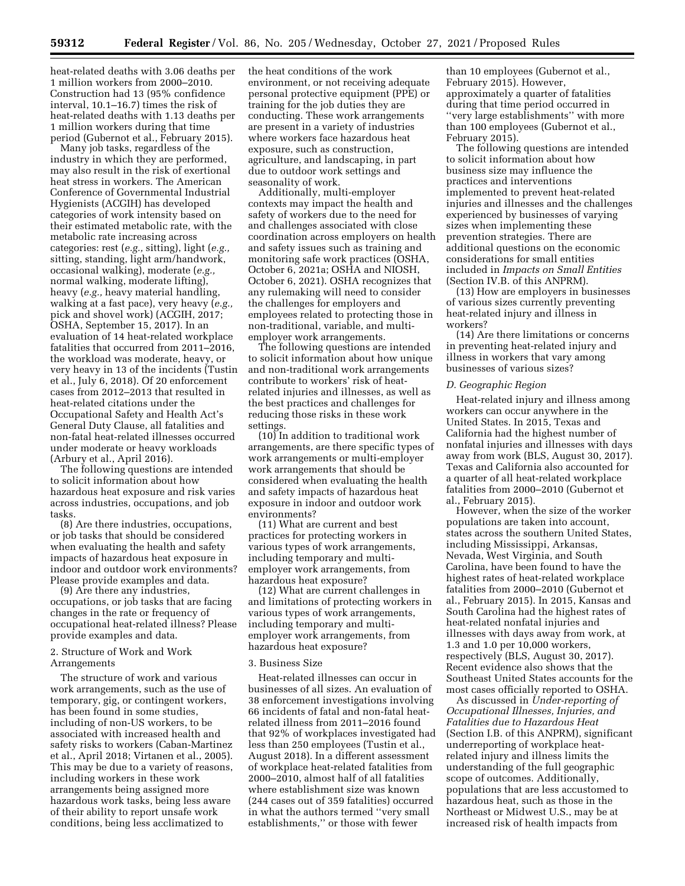heat-related deaths with 3.06 deaths per 1 million workers from 2000–2010. Construction had 13 (95% confidence interval, 10.1–16.7) times the risk of heat-related deaths with 1.13 deaths per 1 million workers during that time period (Gubernot et al., February 2015).

Many job tasks, regardless of the industry in which they are performed, may also result in the risk of exertional heat stress in workers. The American Conference of Governmental Industrial Hygienists (ACGIH) has developed categories of work intensity based on their estimated metabolic rate, with the metabolic rate increasing across categories: rest (*e.g.,* sitting), light (*e.g.,* sitting, standing, light arm/handwork, occasional walking), moderate (*e.g.,* normal walking, moderate lifting), heavy (*e.g.,* heavy material handling, walking at a fast pace), very heavy (*e.g.,* pick and shovel work) (ACGIH, 2017; OSHA, September 15, 2017). In an evaluation of 14 heat-related workplace fatalities that occurred from 2011–2016, the workload was moderate, heavy, or very heavy in 13 of the incidents (Tustin et al., July 6, 2018). Of 20 enforcement cases from 2012–2013 that resulted in heat-related citations under the Occupational Safety and Health Act's General Duty Clause, all fatalities and non-fatal heat-related illnesses occurred under moderate or heavy workloads (Arbury et al., April 2016).

The following questions are intended to solicit information about how hazardous heat exposure and risk varies across industries, occupations, and job tasks.

(8) Are there industries, occupations, or job tasks that should be considered when evaluating the health and safety impacts of hazardous heat exposure in indoor and outdoor work environments? Please provide examples and data.

(9) Are there any industries, occupations, or job tasks that are facing changes in the rate or frequency of occupational heat-related illness? Please provide examples and data.

2. Structure of Work and Work Arrangements

The structure of work and various work arrangements, such as the use of temporary, gig, or contingent workers, has been found in some studies, including of non-US workers, to be associated with increased health and safety risks to workers (Caban-Martinez et al., April 2018; Virtanen et al., 2005). This may be due to a variety of reasons, including workers in these work arrangements being assigned more hazardous work tasks, being less aware of their ability to report unsafe work conditions, being less acclimatized to the heat conditions of the work environment, or not receiving adequate personal protective equipment (PPE) or training for the job duties they are conducting. These work arrangements are present in a variety of industries where workers face hazardous heat exposure, such as construction, agriculture, and landscaping, in part due to outdoor work settings and seasonality of work.

Additionally, multi-employer contexts may impact the health and safety of workers due to the need for and challenges associated with close coordination across employers on health and safety issues such as training and monitoring safe work practices (OSHA, October 6, 2021a; OSHA and NIOSH, October 6, 2021). OSHA recognizes that any rulemaking will need to consider the challenges for employers and employees related to protecting those in non-traditional, variable, and multi-employer work arrangements.

The following questions are intended to solicit information about how unique and non-traditional work arrangements contribute to workers' risk of heat-related injuries and illnesses, as well as the best practices and challenges for reducing those risks in these work settings.

(10) In addition to traditional work arrangements, are there specific types of work arrangements or multi-employer work arrangements that should be considered when evaluating the health and safety impacts of hazardous heat exposure in indoor and outdoor work environments?

(11) What are current and best practices for protecting workers in various types of work arrangements, including temporary and multi-employer work arrangements, from hazardous heat exposure?

(12) What are current challenges in and limitations of protecting workers in various types of work arrangements, including temporary and multi-employer work arrangements, from hazardous heat exposure?

3. Business Size

Heat-related illnesses can occur in businesses of all sizes. An evaluation of 38 enforcement investigations involving 66 incidents of fatal and non-fatal heat-related illness from 2011–2016 found that 92% of workplaces investigated had less than 250 employees (Tustin et al., August 2018). In a different assessment of workplace heat-related fatalities from 2000–2010, almost half of all fatalities where establishment size was known (244 cases out of 359 fatalities) occurred in what the authors termed ''very small establishments,'' or those with fewer than 10 employees (Gubernot et al., February 2015). However, approximately a quarter of fatalities during that time period occurred in ''very large establishments'' with more than 100 employees (Gubernot et al., February 2015).

The following questions are intended to solicit information about how business size may influence the practices and interventions implemented to prevent heat-related injuries and illnesses and the challenges experienced by businesses of varying sizes when implementing these prevention strategies. There are additional questions on the economic considerations for small entities included in *Impacts on Small Entities* (Section IV.B. of this ANPRM).

(13) How are employers in businesses of various sizes currently preventing heat-related injury and illness in workers?

(14) Are there limitations or concerns in preventing heat-related injury and illness in workers that vary among businesses of various sizes?

### *D. Geographic Region*

Heat-related injury and illness among workers can occur anywhere in the United States. In 2015, Texas and California had the highest number of nonfatal injuries and illnesses with days away from work (BLS, August 30, 2017). Texas and California also accounted for a quarter of all heat-related workplace fatalities from 2000–2010 (Gubernot et al., February 2015).

However, when the size of the worker populations are taken into account, states across the southern United States, including Mississippi, Arkansas, Nevada, West Virginia, and South Carolina, have been found to have the highest rates of heat-related workplace fatalities from 2000–2010 (Gubernot et al., February 2015). In 2015, Kansas and South Carolina had the highest rates of heat-related nonfatal injuries and illnesses with days away from work, at 1.3 and 1.0 per 10,000 workers, respectively (BLS, August 30, 2017). Recent evidence also shows that the Southeast United States accounts for the most cases officially reported to OSHA.

As discussed in *Under-reporting of Occupational Illnesses, Injuries, and Fatalities due to Hazardous Heat* (Section I.B. of this ANPRM), significant underreporting of workplace heat-related injury and illness limits the understanding of the full geographic scope of outcomes. Additionally, populations that are less accustomed to hazardous heat, such as those in the Northeast or Midwest U.S., may be at increased risk of health impacts from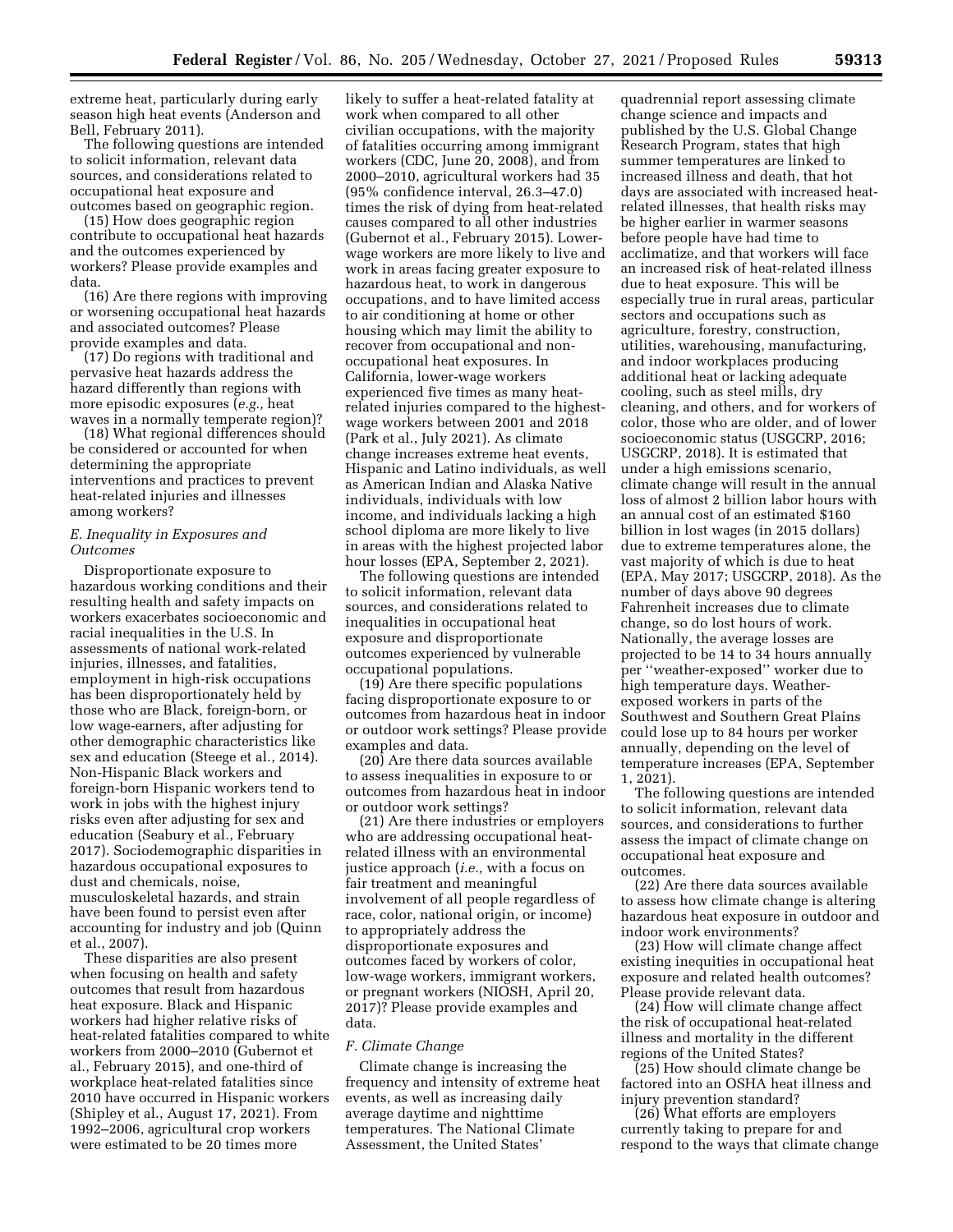extreme heat, particularly during early season high heat events (Anderson and Bell, February 2011).

The following questions are intended to solicit information, relevant data sources, and considerations related to occupational heat exposure and outcomes based on geographic region.

(15) How does geographic region contribute to occupational heat hazards and the outcomes experienced by workers? Please provide examples and data.

(16) Are there regions with improving or worsening occupational heat hazards and associated outcomes? Please provide examples and data.

(17) Do regions with traditional and pervasive heat hazards address the hazard differently than regions with more episodic exposures (*e.g.,* heat waves in a normally temperate region)?

(18) What regional differences should be considered or accounted for when determining the appropriate interventions and practices to prevent heat-related injuries and illnesses among workers?

### *E. Inequality in Exposures and Outcomes*

Disproportionate exposure to hazardous working conditions and their resulting health and safety impacts on workers exacerbates socioeconomic and racial inequalities in the U.S. In assessments of national work-related injuries, illnesses, and fatalities, employment in high-risk occupations has been disproportionately held by those who are Black, foreign-born, or low wage-earners, after adjusting for other demographic characteristics like sex and education (Steege et al., 2014). Non-Hispanic Black workers and foreign-born Hispanic workers tend to work in jobs with the highest injury risks even after adjusting for sex and education (Seabury et al., February 2017). Sociodemographic disparities in hazardous occupational exposures to dust and chemicals, noise, musculoskeletal hazards, and strain have been found to persist even after accounting for industry and job (Quinn et al., 2007).

These disparities are also present when focusing on health and safety outcomes that result from hazardous heat exposure. Black and Hispanic workers had higher relative risks of heat-related fatalities compared to white workers from 2000–2010 (Gubernot et al., February 2015), and one-third of workplace heat-related fatalities since 2010 have occurred in Hispanic workers (Shipley et al., August 17, 2021). From 1992–2006, agricultural crop workers were estimated to be 20 times more likely to suffer a heat-related fatality at work when compared to all other civilian occupations, with the majority of fatalities occurring among immigrant workers (CDC, June 20, 2008), and from 2000–2010, agricultural workers had 35 (95% confidence interval, 26.3–47.0) times the risk of dying from heat-related causes compared to all other industries (Gubernot et al., February 2015). Lower-wage workers are more likely to live and work in areas facing greater exposure to hazardous heat, to work in dangerous occupations, and to have limited access to air conditioning at home or other housing which may limit the ability to recover from occupational and non-occupational heat exposures. In California, lower-wage workers experienced five times as many heat-related injuries compared to the highest-wage workers between 2001 and 2018 (Park et al., July 2021). As climate change increases extreme heat events, Hispanic and Latino individuals, as well as American Indian and Alaska Native individuals, individuals with low income, and individuals lacking a high school diploma are more likely to live in areas with the highest projected labor hour losses (EPA, September 2, 2021).

The following questions are intended to solicit information, relevant data sources, and considerations related to inequalities in occupational heat exposure and disproportionate outcomes experienced by vulnerable occupational populations.

(19) Are there specific populations facing disproportionate exposure to or outcomes from hazardous heat in indoor or outdoor work settings? Please provide examples and data.

(20) Are there data sources available to assess inequalities in exposure to or outcomes from hazardous heat in indoor or outdoor work settings?

(21) Are there industries or employers who are addressing occupational heat-related illness with an environmental justice approach (*i.e.,* with a focus on fair treatment and meaningful involvement of all people regardless of race, color, national origin, or income) to appropriately address the disproportionate exposures and outcomes faced by workers of color, low-wage workers, immigrant workers, or pregnant workers (NIOSH, April 20, 2017)? Please provide examples and data.

### *F. Climate Change*

Climate change is increasing the frequency and intensity of extreme heat events, as well as increasing daily average daytime and nighttime temperatures. The National Climate Assessment, the United States' quadrennial report assessing climate change science and impacts and published by the U.S. Global Change Research Program, states that high summer temperatures are linked to increased illness and death, that hot days are associated with increased heat-related illnesses, that health risks may be higher earlier in warmer seasons before people have had time to acclimatize, and that workers will face an increased risk of heat-related illness due to heat exposure. This will be especially true in rural areas, particular sectors and occupations such as agriculture, forestry, construction, utilities, warehousing, manufacturing, and indoor workplaces producing additional heat or lacking adequate cooling, such as steel mills, dry cleaning, and others, and for workers of color, those who are older, and of lower socioeconomic status (USGCRP, 2016; USGCRP, 2018). It is estimated that under a high emissions scenario, climate change will result in the annual loss of almost 2 billion labor hours with an annual cost of an estimated $160 billion in lost wages (in 2015 dollars) due to extreme temperatures alone, the vast majority of which is due to heat (EPA, May 2017; USGCRP, 2018). As the number of days above 90 degrees Fahrenheit increases due to climate change, so do lost hours of work. Nationally, the average losses are projected to be 14 to 34 hours annually per ''weather-exposed'' worker due to high temperature days. Weather-exposed workers in parts of the Southwest and Southern Great Plains could lose up to 84 hours per worker annually, depending on the level of temperature increases (EPA, September 1, 2021).

The following questions are intended to solicit information, relevant data sources, and considerations to further assess the impact of climate change on occupational heat exposure and outcomes.

(22) Are there data sources available to assess how climate change is altering hazardous heat exposure in outdoor and indoor work environments?

(23) How will climate change affect existing inequities in occupational heat exposure and related health outcomes? Please provide relevant data.

(24) How will climate change affect the risk of occupational heat-related illness and mortality in the different regions of the United States?

(25) How should climate change be factored into an OSHA heat illness and injury prevention standard?

(26) What efforts are employers currently taking to prepare for and respond to the ways that climate change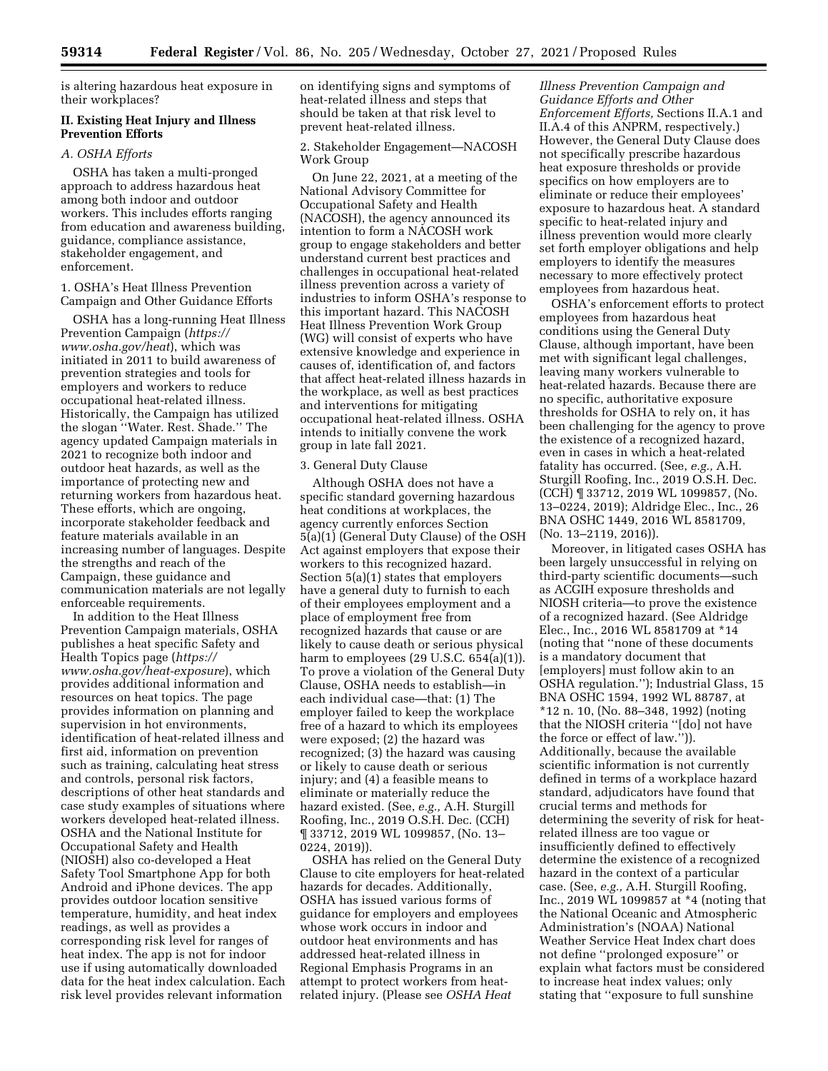is altering hazardous heat exposure in their workplaces?

## II. Existing Heat Injury and Illness Prevention Efforts

### A. OSHA Efforts

OSHA has taken a multi-pronged approach to address hazardous heat among both indoor and outdoor workers. This includes efforts ranging from education and awareness building, guidance, compliance assistance, stakeholder engagement, and enforcement.

#### 1. OSHA's Heat Illness Prevention Campaign and Other Guidance Efforts

OSHA has a long-running Heat Illness Prevention Campaign (*https://www.osha.gov/heat*), which was initiated in 2011 to build awareness of prevention strategies and tools for employers and workers to reduce occupational heat-related illness. Historically, the Campaign has utilized the slogan ''Water. Rest. Shade.'' The agency updated Campaign materials in 2021 to recognize both indoor and outdoor heat hazards, as well as the importance of protecting new and returning workers from hazardous heat. These efforts, which are ongoing, incorporate stakeholder feedback and feature materials available in an increasing number of languages. Despite the strengths and reach of the Campaign, these guidance and communication materials are not legally enforceable requirements.

In addition to the Heat Illness Prevention Campaign materials, OSHA publishes a heat specific Safety and Health Topics page (*https://www.osha.gov/heat-exposure*), which provides additional information and resources on heat topics. The page provides information on planning and supervision in hot environments, identification of heat-related illness and first aid, information on prevention such as training, calculating heat stress and controls, personal risk factors, descriptions of other heat standards and case study examples of situations where workers developed heat-related illness. OSHA and the National Institute for Occupational Safety and Health (NIOSH) also co-developed a Heat Safety Tool Smartphone App for both Android and iPhone devices. The app provides outdoor location sensitive temperature, humidity, and heat index readings, as well as provides a corresponding risk level for ranges of heat index. The app is not for indoor use if using automatically downloaded data for the heat index calculation. Each risk level provides relevant information on identifying signs and symptoms of heat-related illness and steps that should be taken at that risk level to prevent heat-related illness.

#### 2. Stakeholder Engagement—NACOSH Work Group

On June 22, 2021, at a meeting of the National Advisory Committee for Occupational Safety and Health (NACOSH), the agency announced its intention to form a NACOSH work group to engage stakeholders and better understand current best practices and challenges in occupational heat-related illness prevention across a variety of industries to inform OSHA's response to this important hazard. This NACOSH Heat Illness Prevention Work Group (WG) will consist of experts who have extensive knowledge and experience in causes of, identification of, and factors that affect heat-related illness hazards in the workplace, as well as best practices and interventions for mitigating occupational heat-related illness. OSHA intends to initially convene the work group in late fall 2021.

#### 3. General Duty Clause

Although OSHA does not have a specific standard governing hazardous heat conditions at workplaces, the agency currently enforces Section 5(a)(1) (General Duty Clause) of the OSH Act against employers that expose their workers to this recognized hazard. Section 5(a)(1) states that employers have a general duty to furnish to each of their employees employment and a place of employment free from recognized hazards that cause or are likely to cause death or serious physical harm to employees (29 U.S.C. 654(a)(1)). To prove a violation of the General Duty Clause, OSHA needs to establish—in each individual case—that: (1) The employer failed to keep the workplace free of a hazard to which its employees were exposed; (2) the hazard was recognized; (3) the hazard was causing or likely to cause death or serious injury; and (4) a feasible means to eliminate or materially reduce the hazard existed. (See, *e.g.,* A.H. Sturgill Roofing, Inc., 2019 O.S.H. Dec. (CCH) ¶ 33712, 2019 WL 1099857, (No. 13–0224, 2019)).

OSHA has relied on the General Duty Clause to cite employers for heat-related hazards for decades. Additionally, OSHA has issued various forms of guidance for employers and employees whose work occurs in indoor and outdoor heat environments and has addressed heat-related illness in Regional Emphasis Programs in an attempt to protect workers from heat-related injury. (Please see *OSHA Heat Illness Prevention Campaign and Guidance Efforts and Other Enforcement Efforts,* Sections II.A.1 and II.A.4 of this ANPRM, respectively.) However, the General Duty Clause does not specifically prescribe hazardous heat exposure thresholds or provide specifics on how employers are to eliminate or reduce their employees' exposure to hazardous heat. A standard specific to heat-related injury and illness prevention would more clearly set forth employer obligations and help employers to identify the measures necessary to more effectively protect employees from hazardous heat.

OSHA's enforcement efforts to protect employees from hazardous heat conditions using the General Duty Clause, although important, have been met with significant legal challenges, leaving many workers vulnerable to heat-related hazards. Because there are no specific, authoritative exposure thresholds for OSHA to rely on, it has been challenging for the agency to prove the existence of a recognized hazard, even in cases in which a heat-related fatality has occurred. (See, *e.g.,* A.H. Sturgill Roofing, Inc., 2019 O.S.H. Dec. (CCH) ¶ 33712, 2019 WL 1099857, (No. 13–0224, 2019); Aldridge Elec., Inc., 26 BNA OSHC 1449, 2016 WL 8581709, (No. 13–2119, 2016)).

Moreover, in litigated cases OSHA has been largely unsuccessful in relying on third-party scientific documents—such as ACGIH exposure thresholds and NIOSH criteria—to prove the existence of a recognized hazard. (See Aldridge Elec., Inc., 2016 WL 8581709 at *14 (noting that ''none of these documents is a mandatory document that [employers] must follow akin to an OSHA regulation.''); Industrial Glass, 15 BNA OSHC 1594, 1992 WL 88787, at *12 n. 10, (No. 88–348, 1992) (noting that the NIOSH criteria ''[do] not have the force or effect of law.'')). Additionally, because the available scientific information is not currently defined in terms of a workplace hazard standard, adjudicators have found that crucial terms and methods for determining the severity of risk for heat-related illness are too vague or insufficiently defined to effectively determine the existence of a recognized hazard in the context of a particular case. (See, *e.g.,* A.H. Sturgill Roofing, Inc., 2019 WL 1099857 at *4 (noting that the National Oceanic and Atmospheric Administration's (NOAA) National Weather Service Heat Index chart does not define ''prolonged exposure'' or explain what factors must be considered to increase heat index values; only stating that ''exposure to full sunshine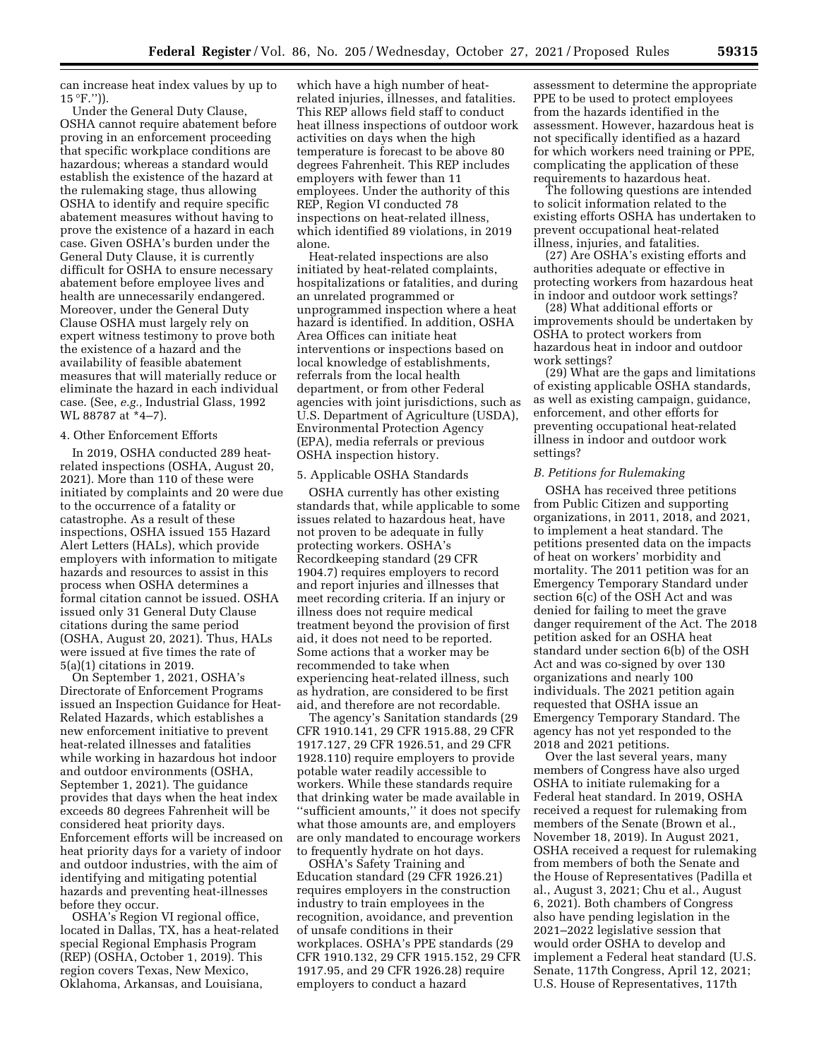can increase heat index values by up to 15 °F.'')).

Under the General Duty Clause, OSHA cannot require abatement before proving in an enforcement proceeding that specific workplace conditions are hazardous; whereas a standard would establish the existence of the hazard at the rulemaking stage, thus allowing OSHA to identify and require specific abatement measures without having to prove the existence of a hazard in each case. Given OSHA's burden under the General Duty Clause, it is currently difficult for OSHA to ensure necessary abatement before employee lives and health are unnecessarily endangered. Moreover, under the General Duty Clause OSHA must largely rely on expert witness testimony to prove both the existence of a hazard and the availability of feasible abatement measures that will materially reduce or eliminate the hazard in each individual case. (See, *e.g.,* Industrial Glass, 1992 WL 88787 at *4–7).

4. Other Enforcement Efforts

In 2019, OSHA conducted 289 heat-related inspections (OSHA, August 20, 2021). More than 110 of these were initiated by complaints and 20 were due to the occurrence of a fatality or catastrophe. As a result of these inspections, OSHA issued 155 Hazard Alert Letters (HALs), which provide employers with information to mitigate hazards and resources to assist in this process when OSHA determines a formal citation cannot be issued. OSHA issued only 31 General Duty Clause citations during the same period (OSHA, August 20, 2021). Thus, HALs were issued at five times the rate of 5(a)(1) citations in 2019.

On September 1, 2021, OSHA's Directorate of Enforcement Programs issued an Inspection Guidance for Heat-Related Hazards, which establishes a new enforcement initiative to prevent heat-related illnesses and fatalities while working in hazardous hot indoor and outdoor environments (OSHA, September 1, 2021). The guidance provides that days when the heat index exceeds 80 degrees Fahrenheit will be considered heat priority days. Enforcement efforts will be increased on heat priority days for a variety of indoor and outdoor industries, with the aim of identifying and mitigating potential hazards and preventing heat-illnesses before they occur.

OSHA's Region VI regional office, located in Dallas, TX, has a heat-related special Regional Emphasis Program (REP) (OSHA, October 1, 2019). This region covers Texas, New Mexico, Oklahoma, Arkansas, and Louisiana, which have a high number of heat-related injuries, illnesses, and fatalities. This REP allows field staff to conduct heat illness inspections of outdoor work activities on days when the high temperature is forecast to be above 80 degrees Fahrenheit. This REP includes employers with fewer than 11 employees. Under the authority of this REP, Region VI conducted 78 inspections on heat-related illness, which identified 89 violations, in 2019 alone.

Heat-related inspections are also initiated by heat-related complaints, hospitalizations or fatalities, and during an unrelated programmed or unprogrammed inspection where a heat hazard is identified. In addition, OSHA Area Offices can initiate heat interventions or inspections based on local knowledge of establishments, referrals from the local health department, or from other Federal agencies with joint jurisdictions, such as U.S. Department of Agriculture (USDA), Environmental Protection Agency (EPA), media referrals or previous OSHA inspection history.

5. Applicable OSHA Standards

OSHA currently has other existing standards that, while applicable to some issues related to hazardous heat, have not proven to be adequate in fully protecting workers. OSHA's Recordkeeping standard (29 CFR 1904.7) requires employers to record and report injuries and illnesses that meet recording criteria. If an injury or illness does not require medical treatment beyond the provision of first aid, it does not need to be reported. Some actions that a worker may be recommended to take when experiencing heat-related illness, such as hydration, are considered to be first aid, and therefore are not recordable.

The agency's Sanitation standards (29 CFR 1910.141, 29 CFR 1915.88, 29 CFR 1917.127, 29 CFR 1926.51, and 29 CFR 1928.110) require employers to provide potable water readily accessible to workers. While these standards require that drinking water be made available in ''sufficient amounts,'' it does not specify what those amounts are, and employers are only mandated to encourage workers to frequently hydrate on hot days.

OSHA's Safety Training and Education standard (29 CFR 1926.21) requires employers in the construction industry to train employees in the recognition, avoidance, and prevention of unsafe conditions in their workplaces. OSHA's PPE standards (29 CFR 1910.132, 29 CFR 1915.152, 29 CFR 1917.95, and 29 CFR 1926.28) require employers to conduct a hazard assessment to determine the appropriate PPE to be used to protect employees from the hazards identified in the assessment. However, hazardous heat is not specifically identified as a hazard for which workers need training or PPE, complicating the application of these requirements to hazardous heat.

The following questions are intended to solicit information related to the existing efforts OSHA has undertaken to prevent occupational heat-related illness, injuries, and fatalities.

(27) Are OSHA's existing efforts and authorities adequate or effective in protecting workers from hazardous heat in indoor and outdoor work settings?

(28) What additional efforts or improvements should be undertaken by OSHA to protect workers from hazardous heat in indoor and outdoor work settings?

(29) What are the gaps and limitations of existing applicable OSHA standards, as well as existing campaign, guidance, enforcement, and other efforts for preventing occupational heat-related illness in indoor and outdoor work settings?

*B. Petitions for Rulemaking*

OSHA has received three petitions from Public Citizen and supporting organizations, in 2011, 2018, and 2021, to implement a heat standard. The petitions presented data on the impacts of heat on workers' morbidity and mortality. The 2011 petition was for an Emergency Temporary Standard under section 6(c) of the OSH Act and was denied for failing to meet the grave danger requirement of the Act. The 2018 petition asked for an OSHA heat standard under section 6(b) of the OSH Act and was co-signed by over 130 organizations and nearly 100 individuals. The 2021 petition again requested that OSHA issue an Emergency Temporary Standard. The agency has not yet responded to the 2018 and 2021 petitions.

Over the last several years, many members of Congress have also urged OSHA to initiate rulemaking for a Federal heat standard. In 2019, OSHA received a request for rulemaking from members of the Senate (Brown et al., November 18, 2019). In August 2021, OSHA received a request for rulemaking from members of both the Senate and the House of Representatives (Padilla et al., August 3, 2021; Chu et al., August 6, 2021). Both chambers of Congress also have pending legislation in the 2021–2022 legislative session that would order OSHA to develop and implement a Federal heat standard (U.S. Senate, 117th Congress, April 12, 2021; U.S. House of Representatives, 117th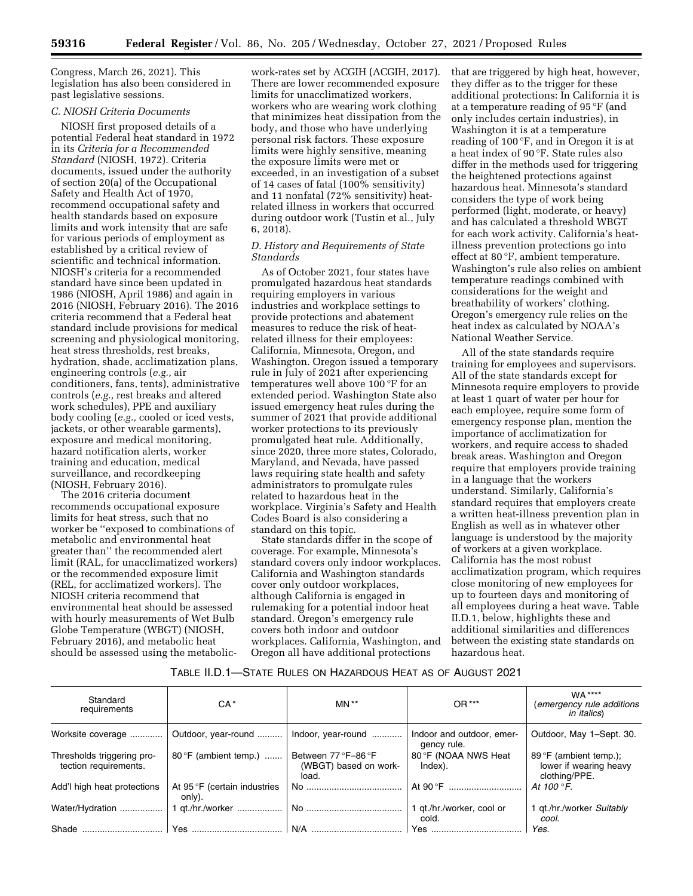Congress, March 26, 2021). This legislation has also been considered in past legislative sessions.

### C. NIOSH Criteria Documents

NIOSH first proposed details of a potential Federal heat standard in 1972 in its *Criteria for a Recommended Standard* (NIOSH, 1972). Criteria documents, issued under the authority of section 20(a) of the Occupational Safety and Health Act of 1970, recommend occupational safety and health standards based on exposure limits and work intensity that are safe for various periods of employment as established by a critical review of scientific and technical information. NIOSH's criteria for a recommended standard have since been updated in 1986 (NIOSH, April 1986) and again in 2016 (NIOSH, February 2016). The 2016 criteria recommend that a Federal heat standard include provisions for medical screening and physiological monitoring, heat stress thresholds, rest breaks, hydration, shade, acclimatization plans, engineering controls (*e.g.,* air conditioners, fans, tents), administrative controls (*e.g.,* rest breaks and altered work schedules), PPE and auxiliary body cooling (*e.g.,* cooled or iced vests, jackets, or other wearable garments), exposure and medical monitoring, hazard notification alerts, worker training and education, medical surveillance, and recordkeeping (NIOSH, February 2016).

The 2016 criteria document recommends occupational exposure limits for heat stress, such that no worker be ''exposed to combinations of metabolic and environmental heat greater than'' the recommended alert limit (RAL, for unacclimatized workers) or the recommended exposure limit (REL, for acclimatized workers). The NIOSH criteria recommend that environmental heat should be assessed with hourly measurements of Wet Bulb Globe Temperature (WBGT) (NIOSH, February 2016), and metabolic heat should be assessed using the metabolic-work-rates set by ACGIH (ACGIH, 2017). There are lower recommended exposure limits for unacclimatized workers, workers who are wearing work clothing that minimizes heat dissipation from the body, and those who have underlying personal risk factors. These exposure limits were highly sensitive, meaning the exposure limits were met or exceeded, in an investigation of a subset of 14 cases of fatal (100% sensitivity) and 11 nonfatal (72% sensitivity) heat-related illness in workers that occurred during outdoor work (Tustin et al., July 6, 2018).

### D. History and Requirements of State Standards

As of October 2021, four states have promulgated hazardous heat standards requiring employers in various industries and workplace settings to provide protections and abatement measures to reduce the risk of heat-related illness for their employees: California, Minnesota, Oregon, and Washington. Oregon issued a temporary rule in July of 2021 after experiencing temperatures well above 100 °F for an extended period. Washington State also issued emergency heat rules during the summer of 2021 that provide additional worker protections to its previously promulgated heat rule. Additionally, since 2020, three more states, Colorado, Maryland, and Nevada, have passed laws requiring state health and safety administrators to promulgate rules related to hazardous heat in the workplace. Virginia's Safety and Health Codes Board is also considering a standard on this topic.

State standards differ in the scope of coverage. For example, Minnesota's standard covers only indoor workplaces. California and Washington standards cover only outdoor workplaces, although California is engaged in rulemaking for a potential indoor heat standard. Oregon's emergency rule covers both indoor and outdoor workplaces. California, Washington, and Oregon all have additional protections that are triggered by high heat, however, they differ as to the trigger for these additional protections: In California it is at a temperature reading of 95 °F (and only includes certain industries), in Washington it is at a temperature reading of 100 °F, and in Oregon it is at a heat index of 90 °F. State rules also differ in the methods used for triggering the heightened protections against hazardous heat. Minnesota's standard considers the type of work being performed (light, moderate, or heavy) and has calculated a threshold WBGT for each work activity. California's heat-illness prevention protections go into effect at 80 °F, ambient temperature. Washington's rule also relies on ambient temperature readings combined with considerations for the weight and breathability of workers' clothing. Oregon's emergency rule relies on the heat index as calculated by NOAA's National Weather Service.

All of the state standards require training for employees and supervisors. All of the state standards except for Minnesota require employers to provide at least 1 quart of water per hour for each employee, require some form of emergency response plan, mention the importance of acclimatization for workers, and require access to shaded break areas. Washington and Oregon require that employers provide training in a language that the workers understand. Similarly, California's standard requires that employers create a written heat-illness prevention plan in English as well as in whatever other language is understood by the majority of workers at a given workplace. California has the most robust acclimatization program, which requires close monitoring of new employees for up to fourteen days and monitoring of all employees during a heat wave. Table II.D.1, below, highlights these and additional similarities and differences between the existing state standards on hazardous heat.

TABLE II.D.1—STATE RULES ON HAZARDOUS HEAT AS OF AUGUST 2021

| Standard requirements | CA * | MN ** | OR *** | WA **** (*emergency rule additions in italics*) |
|---|---|---|---|---|
| Worksite coverage | Outdoor, year-round | Indoor, year-round | Indoor and outdoor, emergency rule. | Outdoor, May 1–Sept. 30. |
| Thresholds triggering protection requirements. | 80 °F (ambient temp.) | Between 77 °F–86 °F (WBGT) based on work-load. | 80 °F (NOAA NWS Heat Index). | 89 °F (ambient temp.); lower if wearing heavy clothing/PPE. |
| Add'l high heat protections | At 95 °F (certain industries only). | No | At 90 °F | *At 100 °F.* |
| Water/Hydration | 1 qt./hr./worker | No | 1 qt./hr./worker, cool or cold. | 1 qt./hr./worker *Suitably cool.* |
| Shade | Yes | N/A | Yes | *Yes.* |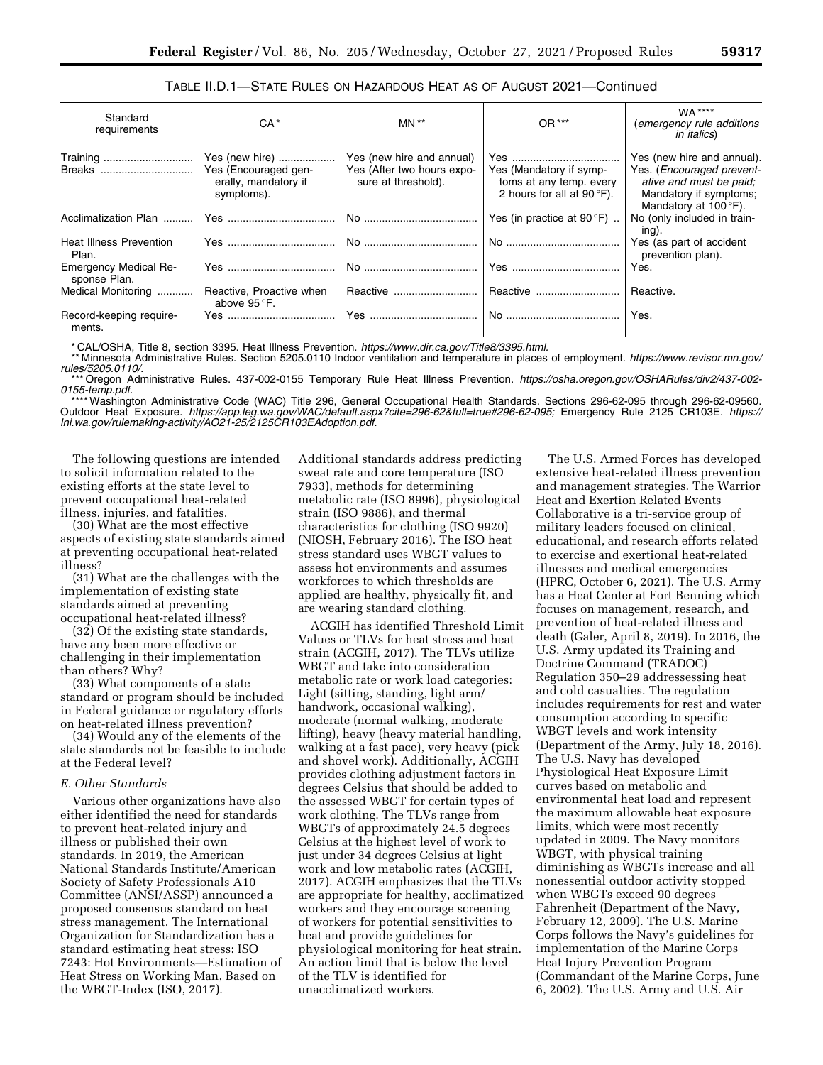TABLE II.D.1—STATE RULES ON HAZARDOUS HEAT AS OF AUGUST 2021—Continued

| Standard requirements | CA * | MN ** | OR *** | WA **** (*emergency rule additions in italics*) |
| --- | --- | --- | --- | --- |
| Training | Yes (new hire) | Yes (new hire and annual) | Yes | Yes (new hire and annual). |
| Breaks | Yes (Encouraged generally, mandatory if symptoms). | Yes (After two hours exposure at threshold). | Yes (Mandatory if symptoms at any temp. every 2 hours for all at 90 °F). | Yes. (*Encouraged preventative and must be paid;* Mandatory if symptoms; Mandatory at 100 °F). |
| Acclimatization Plan | Yes | No | Yes (in practice at 90 °F) | No (only included in training). |
| Heat Illness Prevention Plan. | Yes | No | No | Yes (as part of accident prevention plan). |
| Emergency Medical Response Plan. | Yes | No | Yes | Yes. |
| Medical Monitoring | Reactive, Proactive when above 95 °F. | Reactive | Reactive | Reactive. |
| Record-keeping requirements. | Yes | Yes | No | Yes. |

\* CAL/OSHA, Title 8, section 3395. Heat Illness Prevention. *https://www.dir.ca.gov/Title8/3395.html.*

\*\* Minnesota Administrative Rules. Section 5205.0110 Indoor ventilation and temperature in places of employment. *https://www.revisor.mn.gov/rules/5205.0110/.*

\*\*\* Oregon Administrative Rules. 437-002-0155 Temporary Rule Heat Illness Prevention. *https://osha.oregon.gov/OSHARules/div2/437-002-0155-temp.pdf.*

\*\*\*\* Washington Administrative Code (WAC) Title 296, General Occupational Health Standards. Sections 296-62-095 through 296-62-09560. Outdoor Heat Exposure. *https://app.leg.wa.gov/WAC/default.aspx?cite=296-62&full=true#296-62-095;* Emergency Rule 2125 CR103E. *https://lni.wa.gov/rulemaking-activity/AO21-25/2125CR103EAdoption.pdf.*

The following questions are intended to solicit information related to the existing efforts at the state level to prevent occupational heat-related illness, injuries, and fatalities.

(30) What are the most effective aspects of existing state standards aimed at preventing occupational heat-related illness?

(31) What are the challenges with the implementation of existing state standards aimed at preventing occupational heat-related illness?

(32) Of the existing state standards, have any been more effective or challenging in their implementation than others? Why?

(33) What components of a state standard or program should be included in Federal guidance or regulatory efforts on heat-related illness prevention?

(34) Would any of the elements of the state standards not be feasible to include at the Federal level?

*E. Other Standards*

Various other organizations have also either identified the need for standards to prevent heat-related injury and illness or published their own standards. In 2019, the American National Standards Institute/American Society of Safety Professionals A10 Committee (ANSI/ASSP) announced a proposed consensus standard on heat stress management. The International Organization for Standardization has a standard estimating heat stress: ISO 7243: Hot Environments—Estimation of Heat Stress on Working Man, Based on the WBGT-Index (ISO, 2017). Additional standards address predicting sweat rate and core temperature (ISO 7933), methods for determining metabolic rate (ISO 8996), physiological strain (ISO 9886), and thermal characteristics for clothing (ISO 9920) (NIOSH, February 2016). The ISO heat stress standard uses WBGT values to assess hot environments and assumes workforces to which thresholds are applied are healthy, physically fit, and are wearing standard clothing.

ACGIH has identified Threshold Limit Values or TLVs for heat stress and heat strain (ACGIH, 2017). The TLVs utilize WBGT and take into consideration metabolic rate or work load categories: Light (sitting, standing, light arm/handwork, occasional walking), moderate (normal walking, moderate lifting), heavy (heavy material handling, walking at a fast pace), very heavy (pick and shovel work). Additionally, ACGIH provides clothing adjustment factors in degrees Celsius that should be added to the assessed WBGT for certain types of work clothing. The TLVs range from WBGTs of approximately 24.5 degrees Celsius at the highest level of work to just under 34 degrees Celsius at light work and low metabolic rates (ACGIH, 2017). ACGIH emphasizes that the TLVs are appropriate for healthy, acclimatized workers and they encourage screening of workers for potential sensitivities to heat and provide guidelines for physiological monitoring for heat strain. An action limit that is below the level of the TLV is identified for unacclimatized workers.

The U.S. Armed Forces has developed extensive heat-related illness prevention and management strategies. The Warrior Heat and Exertion Related Events Collaborative is a tri-service group of military leaders focused on clinical, educational, and research efforts related to exercise and exertional heat-related illnesses and medical emergencies (HPRC, October 6, 2021). The U.S. Army has a Heat Center at Fort Benning which focuses on management, research, and prevention of heat-related illness and death (Galer, April 8, 2019). In 2016, the U.S. Army updated its Training and Doctrine Command (TRADOC) Regulation 350–29 addressessing heat and cold casualties. The regulation includes requirements for rest and water consumption according to specific WBGT levels and work intensity (Department of the Army, July 18, 2016). The U.S. Navy has developed Physiological Heat Exposure Limit curves based on metabolic and environmental heat load and represent the maximum allowable heat exposure limits, which were most recently updated in 2009. The Navy monitors WBGT, with physical training diminishing as WBGTs increase and all nonessential outdoor activity stopped when WBGTs exceed 90 degrees Fahrenheit (Department of the Navy, February 12, 2009). The U.S. Marine Corps follows the Navy's guidelines for implementation of the Marine Corps Heat Injury Prevention Program (Commandant of the Marine Corps, June 6, 2002). The U.S. Army and U.S. Air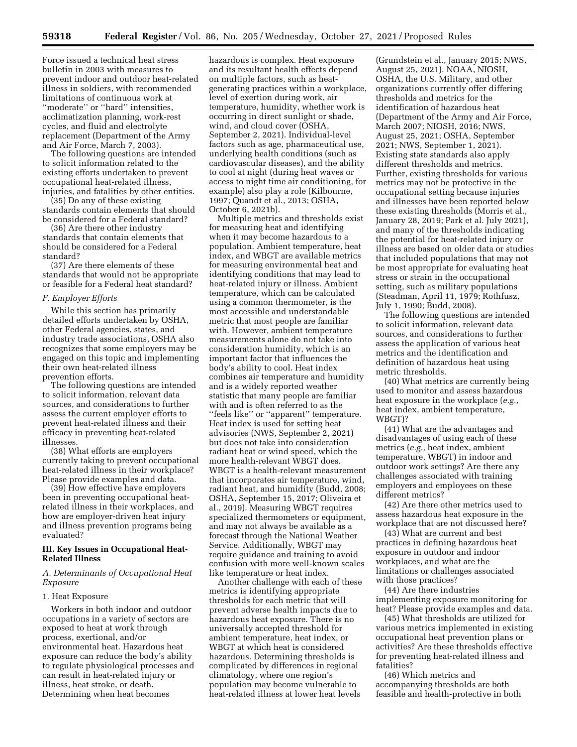Force issued a technical heat stress bulletin in 2003 with measures to prevent indoor and outdoor heat-related illness in soldiers, with recommended limitations of continuous work at ''moderate'' or ''hard'' intensities, acclimatization planning, work-rest cycles, and fluid and electrolyte replacement (Department of the Army and Air Force, March 7, 2003).

The following questions are intended to solicit information related to the existing efforts undertaken to prevent occupational heat-related illness, injuries, and fatalities by other entities.

(35) Do any of these existing standards contain elements that should be considered for a Federal standard?

(36) Are there other industry standards that contain elements that should be considered for a Federal standard?

(37) Are there elements of these standards that would not be appropriate or feasible for a Federal heat standard?

### F. Employer Efforts

While this section has primarily detailed efforts undertaken by OSHA, other Federal agencies, states, and industry trade associations, OSHA also recognizes that some employers may be engaged on this topic and implementing their own heat-related illness prevention efforts.

The following questions are intended to solicit information, relevant data sources, and considerations to further assess the current employer efforts to prevent heat-related illness and their efficacy in preventing heat-related illnesses.

(38) What efforts are employers currently taking to prevent occupational heat-related illness in their workplace? Please provide examples and data.

(39) How effective have employers been in preventing occupational heat-related illness in their workplaces, and how are employer-driven heat injury and illness prevention programs being evaluated?

## III. Key Issues in Occupational Heat-Related Illness

### A. Determinants of Occupational Heat Exposure

#### 1. Heat Exposure

Workers in both indoor and outdoor occupations in a variety of sectors are exposed to heat at work through process, exertional, and/or environmental heat. Hazardous heat exposure can reduce the body's ability to regulate physiological processes and can result in heat-related injury or illness, heat stroke, or death. Determining when heat becomes hazardous is complex. Heat exposure and its resultant health effects depend on multiple factors, such as heat-generating practices within a workplace, level of exertion during work, air temperature, humidity, whether work is occurring in direct sunlight or shade, wind, and cloud cover (OSHA, September 2, 2021). Individual-level factors such as age, pharmaceutical use, underlying health conditions (such as cardiovascular diseases), and the ability to cool at night (during heat waves or access to night time air conditioning, for example) also play a role (Kilbourne, 1997; Quandt et al., 2013; OSHA, October 6, 2021b).

Multiple metrics and thresholds exist for measuring heat and identifying when it may become hazardous to a population. Ambient temperature, heat index, and WBGT are available metrics for measuring environmental heat and identifying conditions that may lead to heat-related injury or illness. Ambient temperature, which can be calculated using a common thermometer, is the most accessible and understandable metric that most people are familiar with. However, ambient temperature measurements alone do not take into consideration humidity, which is an important factor that influences the body's ability to cool. Heat index combines air temperature and humidity and is a widely reported weather statistic that many people are familiar with and is often referred to as the ''feels like'' or ''apparent'' temperature. Heat index is used for setting heat advisories (NWS, September 2, 2021) but does not take into consideration radiant heat or wind speed, which the more health-relevant WBGT does. WBGT is a health-relevant measurement that incorporates air temperature, wind, radiant heat, and humidity (Budd, 2008; OSHA, September 15, 2017; Oliveira et al., 2019). Measuring WBGT requires specialized thermometers or equipment, and may not always be available as a forecast through the National Weather Service. Additionally, WBGT may require guidance and training to avoid confusion with more well-known scales like temperature or heat index.

Another challenge with each of these metrics is identifying appropriate thresholds for each metric that will prevent adverse health impacts due to hazardous heat exposure. There is no universally accepted threshold for ambient temperature, heat index, or WBGT at which heat is considered hazardous. Determining thresholds is complicated by differences in regional climatology, where one region's population may become vulnerable to heat-related illness at lower heat levels (Grundstein et al., January 2015; NWS, August 25, 2021). NOAA, NIOSH, OSHA, the U.S. Military, and other organizations currently offer differing thresholds and metrics for the identification of hazardous heat (Department of the Army and Air Force, March 2007; NIOSH, 2016; NWS, August 25, 2021; OSHA, September 2021; NWS, September 1, 2021). Existing state standards also apply different thresholds and metrics. Further, existing thresholds for various metrics may not be protective in the occupational setting because injuries and illnesses have been reported below these existing thresholds (Morris et al., January 28, 2019; Park et al. July 2021), and many of the thresholds indicating the potential for heat-related injury or illness are based on older data or studies that included populations that may not be most appropriate for evaluating heat stress or strain in the occupational setting, such as military populations (Steadman, April 11, 1979; Rothfusz, July 1, 1990; Budd, 2008).

The following questions are intended to solicit information, relevant data sources, and considerations to further assess the application of various heat metrics and the identification and definition of hazardous heat using metric thresholds.

(40) What metrics are currently being used to monitor and assess hazardous heat exposure in the workplace (*e.g.,* heat index, ambient temperature, WBGT)?

(41) What are the advantages and disadvantages of using each of these metrics (*e.g.,* heat index, ambient temperature, WBGT) in indoor and outdoor work settings? Are there any challenges associated with training employers and employees on these different metrics?

(42) Are there other metrics used to assess hazardous heat exposure in the workplace that are not discussed here?

(43) What are current and best practices in defining hazardous heat exposure in outdoor and indoor workplaces, and what are the limitations or challenges associated with those practices?

(44) Are there industries implementing exposure monitoring for heat? Please provide examples and data.

(45) What thresholds are utilized for various metrics implemented in existing occupational heat prevention plans or activities? Are these thresholds effective for preventing heat-related illness and fatalities?

(46) Which metrics and accompanying thresholds are both feasible and health-protective in both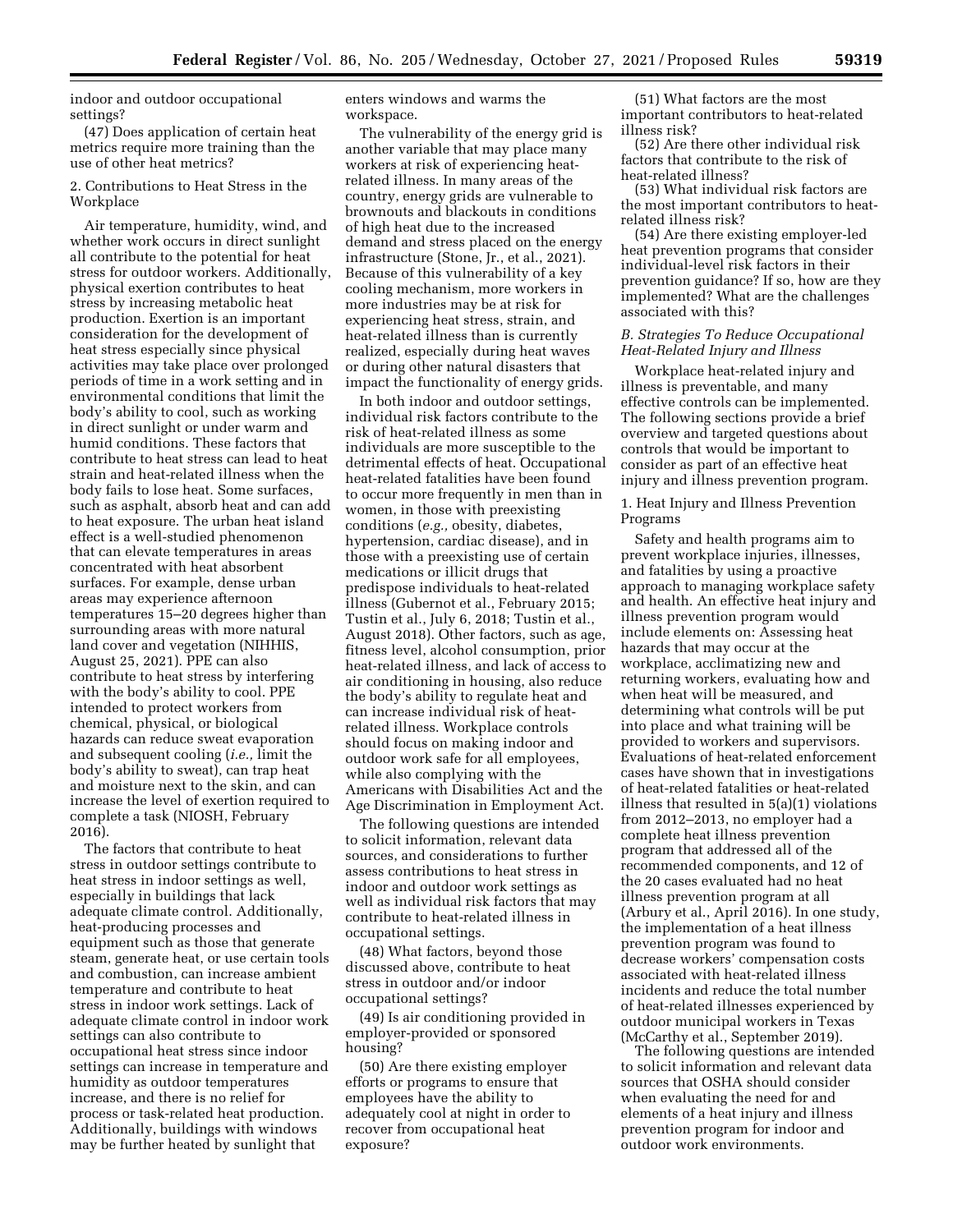indoor and outdoor occupational settings?

(47) Does application of certain heat metrics require more training than the use of other heat metrics?

2. Contributions to Heat Stress in the Workplace

Air temperature, humidity, wind, and whether work occurs in direct sunlight all contribute to the potential for heat stress for outdoor workers. Additionally, physical exertion contributes to heat stress by increasing metabolic heat production. Exertion is an important consideration for the development of heat stress especially since physical activities may take place over prolonged periods of time in a work setting and in environmental conditions that limit the body's ability to cool, such as working in direct sunlight or under warm and humid conditions. These factors that contribute to heat stress can lead to heat strain and heat-related illness when the body fails to lose heat. Some surfaces, such as asphalt, absorb heat and can add to heat exposure. The urban heat island effect is a well-studied phenomenon that can elevate temperatures in areas concentrated with heat absorbent surfaces. For example, dense urban areas may experience afternoon temperatures 15–20 degrees higher than surrounding areas with more natural land cover and vegetation (NIHHIS, August 25, 2021). PPE can also contribute to heat stress by interfering with the body's ability to cool. PPE intended to protect workers from chemical, physical, or biological hazards can reduce sweat evaporation and subsequent cooling (*i.e.,* limit the body's ability to sweat), can trap heat and moisture next to the skin, and can increase the level of exertion required to complete a task (NIOSH, February 2016).

The factors that contribute to heat stress in outdoor settings contribute to heat stress in indoor settings as well, especially in buildings that lack adequate climate control. Additionally, heat-producing processes and equipment such as those that generate steam, generate heat, or use certain tools and combustion, can increase ambient temperature and contribute to heat stress in indoor work settings. Lack of adequate climate control in indoor work settings can also contribute to occupational heat stress since indoor settings can increase in temperature and humidity as outdoor temperatures increase, and there is no relief for process or task-related heat production. Additionally, buildings with windows may be further heated by sunlight that enters windows and warms the workspace.

The vulnerability of the energy grid is another variable that may place many workers at risk of experiencing heat-related illness. In many areas of the country, energy grids are vulnerable to brownouts and blackouts in conditions of high heat due to the increased demand and stress placed on the energy infrastructure (Stone, Jr., et al., 2021). Because of this vulnerability of a key cooling mechanism, more workers in more industries may be at risk for experiencing heat stress, strain, and heat-related illness than is currently realized, especially during heat waves or during other natural disasters that impact the functionality of energy grids.

In both indoor and outdoor settings, individual risk factors contribute to the risk of heat-related illness as some individuals are more susceptible to the detrimental effects of heat. Occupational heat-related fatalities have been found to occur more frequently in men than in women, in those with preexisting conditions (*e.g.,* obesity, diabetes, hypertension, cardiac disease), and in those with a preexisting use of certain medications or illicit drugs that predispose individuals to heat-related illness (Gubernot et al., February 2015; Tustin et al., July 6, 2018; Tustin et al., August 2018). Other factors, such as age, fitness level, alcohol consumption, prior heat-related illness, and lack of access to air conditioning in housing, also reduce the body's ability to regulate heat and can increase individual risk of heat-related illness. Workplace controls should focus on making indoor and outdoor work safe for all employees, while also complying with the Americans with Disabilities Act and the Age Discrimination in Employment Act.

The following questions are intended to solicit information, relevant data sources, and considerations to further assess contributions to heat stress in indoor and outdoor work settings as well as individual risk factors that may contribute to heat-related illness in occupational settings.

(48) What factors, beyond those discussed above, contribute to heat stress in outdoor and/or indoor occupational settings?

(49) Is air conditioning provided in employer-provided or sponsored housing?

(50) Are there existing employer efforts or programs to ensure that employees have the ability to adequately cool at night in order to recover from occupational heat exposure?

(51) What factors are the most important contributors to heat-related illness risk?

(52) Are there other individual risk factors that contribute to the risk of heat-related illness?

(53) What individual risk factors are the most important contributors to heat-related illness risk?

(54) Are there existing employer-led heat prevention programs that consider individual-level risk factors in their prevention guidance? If so, how are they implemented? What are the challenges associated with this?

*B. Strategies To Reduce Occupational Heat-Related Injury and Illness*

Workplace heat-related injury and illness is preventable, and many effective controls can be implemented. The following sections provide a brief overview and targeted questions about controls that would be important to consider as part of an effective heat injury and illness prevention program.

1. Heat Injury and Illness Prevention Programs

Safety and health programs aim to prevent workplace injuries, illnesses, and fatalities by using a proactive approach to managing workplace safety and health. An effective heat injury and illness prevention program would include elements on: Assessing heat hazards that may occur at the workplace, acclimatizing new and returning workers, evaluating how and when heat will be measured, and determining what controls will be put into place and what training will be provided to workers and supervisors. Evaluations of heat-related enforcement cases have shown that in investigations of heat-related fatalities or heat-related illness that resulted in 5(a)(1) violations from 2012–2013, no employer had a complete heat illness prevention program that addressed all of the recommended components, and 12 of the 20 cases evaluated had no heat illness prevention program at all (Arbury et al., April 2016). In one study, the implementation of a heat illness prevention program was found to decrease workers' compensation costs associated with heat-related illness incidents and reduce the total number of heat-related illnesses experienced by outdoor municipal workers in Texas (McCarthy et al., September 2019).

The following questions are intended to solicit information and relevant data sources that OSHA should consider when evaluating the need for and elements of a heat injury and illness prevention program for indoor and outdoor work environments.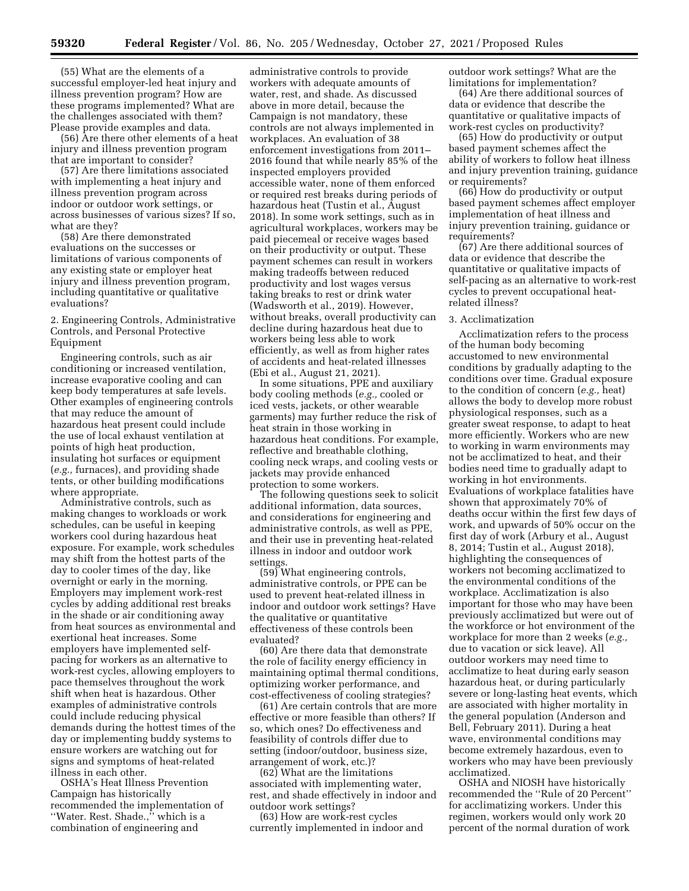(55) What are the elements of a successful employer-led heat injury and illness prevention program? How are these programs implemented? What are the challenges associated with them? Please provide examples and data.

(56) Are there other elements of a heat injury and illness prevention program that are important to consider?

(57) Are there limitations associated with implementing a heat injury and illness prevention program across indoor or outdoor work settings, or across businesses of various sizes? If so, what are they?

(58) Are there demonstrated evaluations on the successes or limitations of various components of any existing state or employer heat injury and illness prevention program, including quantitative or qualitative evaluations?

2. Engineering Controls, Administrative Controls, and Personal Protective Equipment

Engineering controls, such as air conditioning or increased ventilation, increase evaporative cooling and can keep body temperatures at safe levels. Other examples of engineering controls that may reduce the amount of hazardous heat present could include the use of local exhaust ventilation at points of high heat production, insulating hot surfaces or equipment (*e.g.,* furnaces), and providing shade tents, or other building modifications where appropriate.

Administrative controls, such as making changes to workloads or work schedules, can be useful in keeping workers cool during hazardous heat exposure. For example, work schedules may shift from the hottest parts of the day to cooler times of the day, like overnight or early in the morning. Employers may implement work-rest cycles by adding additional rest breaks in the shade or air conditioning away from heat sources as environmental and exertional heat increases. Some employers have implemented self-pacing for workers as an alternative to work-rest cycles, allowing employers to pace themselves throughout the work shift when heat is hazardous. Other examples of administrative controls could include reducing physical demands during the hottest times of the day or implementing buddy systems to ensure workers are watching out for signs and symptoms of heat-related illness in each other.

OSHA's Heat Illness Prevention Campaign has historically recommended the implementation of ''Water. Rest. Shade.,'' which is a combination of engineering and administrative controls to provide workers with adequate amounts of water, rest, and shade. As discussed above in more detail, because the Campaign is not mandatory, these controls are not always implemented in workplaces. An evaluation of 38 enforcement investigations from 2011–2016 found that while nearly 85% of the inspected employers provided accessible water, none of them enforced or required rest breaks during periods of hazardous heat (Tustin et al., August 2018). In some work settings, such as in agricultural workplaces, workers may be paid piecemeal or receive wages based on their productivity or output. These payment schemes can result in workers making tradeoffs between reduced productivity and lost wages versus taking breaks to rest or drink water (Wadsworth et al., 2019). However, without breaks, overall productivity can decline during hazardous heat due to workers being less able to work efficiently, as well as from higher rates of accidents and heat-related illnesses (Ebi et al., August 21, 2021).

In some situations, PPE and auxiliary body cooling methods (*e.g.,* cooled or iced vests, jackets, or other wearable garments) may further reduce the risk of heat strain in those working in hazardous heat conditions. For example, reflective and breathable clothing, cooling neck wraps, and cooling vests or jackets may provide enhanced protection to some workers.

The following questions seek to solicit additional information, data sources, and considerations for engineering and administrative controls, as well as PPE, and their use in preventing heat-related illness in indoor and outdoor work settings.

(59) What engineering controls, administrative controls, or PPE can be used to prevent heat-related illness in indoor and outdoor work settings? Have the qualitative or quantitative effectiveness of these controls been evaluated?

(60) Are there data that demonstrate the role of facility energy efficiency in maintaining optimal thermal conditions, optimizing worker performance, and cost-effectiveness of cooling strategies?

(61) Are certain controls that are more effective or more feasible than others? If so, which ones? Do effectiveness and feasibility of controls differ due to setting (indoor/outdoor, business size, arrangement of work, etc.)?

(62) What are the limitations associated with implementing water, rest, and shade effectively in indoor and outdoor work settings?

(63) How are work-rest cycles currently implemented in indoor and outdoor work settings? What are the limitations for implementation?

(64) Are there additional sources of data or evidence that describe the quantitative or qualitative impacts of work-rest cycles on productivity?

(65) How do productivity or output based payment schemes affect the ability of workers to follow heat illness and injury prevention training, guidance or requirements?

(66) How do productivity or output based payment schemes affect employer implementation of heat illness and injury prevention training, guidance or requirements?

(67) Are there additional sources of data or evidence that describe the quantitative or qualitative impacts of self-pacing as an alternative to work-rest cycles to prevent occupational heat-related illness?

3. Acclimatization

Acclimatization refers to the process of the human body becoming accustomed to new environmental conditions by gradually adapting to the conditions over time. Gradual exposure to the condition of concern (*e.g.,* heat) allows the body to develop more robust physiological responses, such as a greater sweat response, to adapt to heat more efficiently. Workers who are new to working in warm environments may not be acclimatized to heat, and their bodies need time to gradually adapt to working in hot environments. Evaluations of workplace fatalities have shown that approximately 70% of deaths occur within the first few days of work, and upwards of 50% occur on the first day of work (Arbury et al., August 8, 2014; Tustin et al., August 2018), highlighting the consequences of workers not becoming acclimatized to the environmental conditions of the workplace. Acclimatization is also important for those who may have been previously acclimatized but were out of the workforce or hot environment of the workplace for more than 2 weeks (*e.g.,* due to vacation or sick leave). All outdoor workers may need time to acclimatize to heat during early season hazardous heat, or during particularly severe or long-lasting heat events, which are associated with higher mortality in the general population (Anderson and Bell, February 2011). During a heat wave, environmental conditions may become extremely hazardous, even to workers who may have been previously acclimatized.

OSHA and NIOSH have historically recommended the ''Rule of 20 Percent'' for acclimatizing workers. Under this regimen, workers would only work 20 percent of the normal duration of work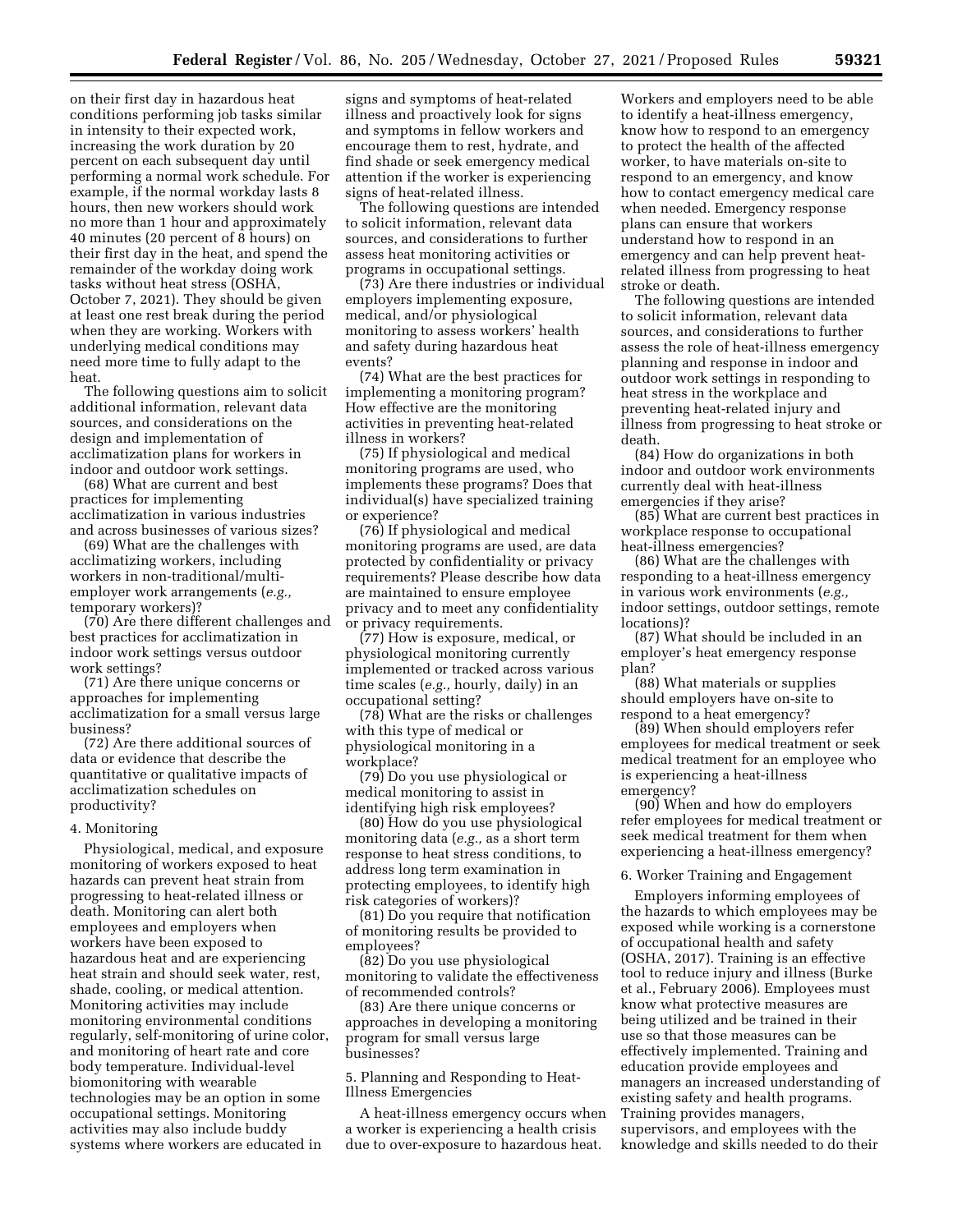on their first day in hazardous heat conditions performing job tasks similar in intensity to their expected work, increasing the work duration by 20 percent on each subsequent day until performing a normal work schedule. For example, if the normal workday lasts 8 hours, then new workers should work no more than 1 hour and approximately 40 minutes (20 percent of 8 hours) on their first day in the heat, and spend the remainder of the workday doing work tasks without heat stress (OSHA, October 7, 2021). They should be given at least one rest break during the period when they are working. Workers with underlying medical conditions may need more time to fully adapt to the heat.

The following questions aim to solicit additional information, relevant data sources, and considerations on the design and implementation of acclimatization plans for workers in indoor and outdoor work settings.

(68) What are current and best practices for implementing acclimatization in various industries and across businesses of various sizes?

(69) What are the challenges with acclimatizing workers, including workers in non-traditional/multi-employer work arrangements (*e.g.,* temporary workers)?

(70) Are there different challenges and best practices for acclimatization in indoor work settings versus outdoor work settings?

(71) Are there unique concerns or approaches for implementing acclimatization for a small versus large business?

(72) Are there additional sources of data or evidence that describe the quantitative or qualitative impacts of acclimatization schedules on productivity?

4. Monitoring

Physiological, medical, and exposure monitoring of workers exposed to heat hazards can prevent heat strain from progressing to heat-related illness or death. Monitoring can alert both employees and employers when workers have been exposed to hazardous heat and are experiencing heat strain and should seek water, rest, shade, cooling, or medical attention. Monitoring activities may include monitoring environmental conditions regularly, self-monitoring of urine color, and monitoring of heart rate and core body temperature. Individual-level biomonitoring with wearable technologies may be an option in some occupational settings. Monitoring activities may also include buddy systems where workers are educated in signs and symptoms of heat-related illness and proactively look for signs and symptoms in fellow workers and encourage them to rest, hydrate, and find shade or seek emergency medical attention if the worker is experiencing signs of heat-related illness.

The following questions are intended to solicit information, relevant data sources, and considerations to further assess heat monitoring activities or programs in occupational settings.

(73) Are there industries or individual employers implementing exposure, medical, and/or physiological monitoring to assess workers' health and safety during hazardous heat events?

(74) What are the best practices for implementing a monitoring program? How effective are the monitoring activities in preventing heat-related illness in workers?

(75) If physiological and medical monitoring programs are used, who implements these programs? Does that individual(s) have specialized training or experience?

(76) If physiological and medical monitoring programs are used, are data protected by confidentiality or privacy requirements? Please describe how data are maintained to ensure employee privacy and to meet any confidentiality or privacy requirements.

(77) How is exposure, medical, or physiological monitoring currently implemented or tracked across various time scales (*e.g.,* hourly, daily) in an occupational setting?

(78) What are the risks or challenges with this type of medical or physiological monitoring in a workplace?

(79) Do you use physiological or medical monitoring to assist in identifying high risk employees?

(80) How do you use physiological monitoring data (*e.g.,* as a short term response to heat stress conditions, to address long term examination in protecting employees, to identify high risk categories of workers)?

(81) Do you require that notification of monitoring results be provided to employees?

(82) Do you use physiological monitoring to validate the effectiveness of recommended controls?

(83) Are there unique concerns or approaches in developing a monitoring program for small versus large businesses?

5. Planning and Responding to Heat-Illness Emergencies

A heat-illness emergency occurs when a worker is experiencing a health crisis due to over-exposure to hazardous heat. Workers and employers need to be able to identify a heat-illness emergency, know how to respond to an emergency to protect the health of the affected worker, to have materials on-site to respond to an emergency, and know how to contact emergency medical care when needed. Emergency response plans can ensure that workers understand how to respond in an emergency and can help prevent heat-related illness from progressing to heat stroke or death.

The following questions are intended to solicit information, relevant data sources, and considerations to further assess the role of heat-illness emergency planning and response in indoor and outdoor work settings in responding to heat stress in the workplace and preventing heat-related injury and illness from progressing to heat stroke or death.

(84) How do organizations in both indoor and outdoor work environments currently deal with heat-illness emergencies if they arise?

(85) What are current best practices in workplace response to occupational heat-illness emergencies?

(86) What are the challenges with responding to a heat-illness emergency in various work environments (*e.g.,* indoor settings, outdoor settings, remote locations)?

(87) What should be included in an employer's heat emergency response plan?

(88) What materials or supplies should employers have on-site to respond to a heat emergency?

(89) When should employers refer employees for medical treatment or seek medical treatment for an employee who is experiencing a heat-illness emergency?

(90) When and how do employers refer employees for medical treatment or seek medical treatment for them when experiencing a heat-illness emergency?

6. Worker Training and Engagement

Employers informing employees of the hazards to which employees may be exposed while working is a cornerstone of occupational health and safety (OSHA, 2017). Training is an effective tool to reduce injury and illness (Burke et al., February 2006). Employees must know what protective measures are being utilized and be trained in their use so that those measures can be effectively implemented. Training and education provide employees and managers an increased understanding of existing safety and health programs. Training provides managers, supervisors, and employees with the knowledge and skills needed to do their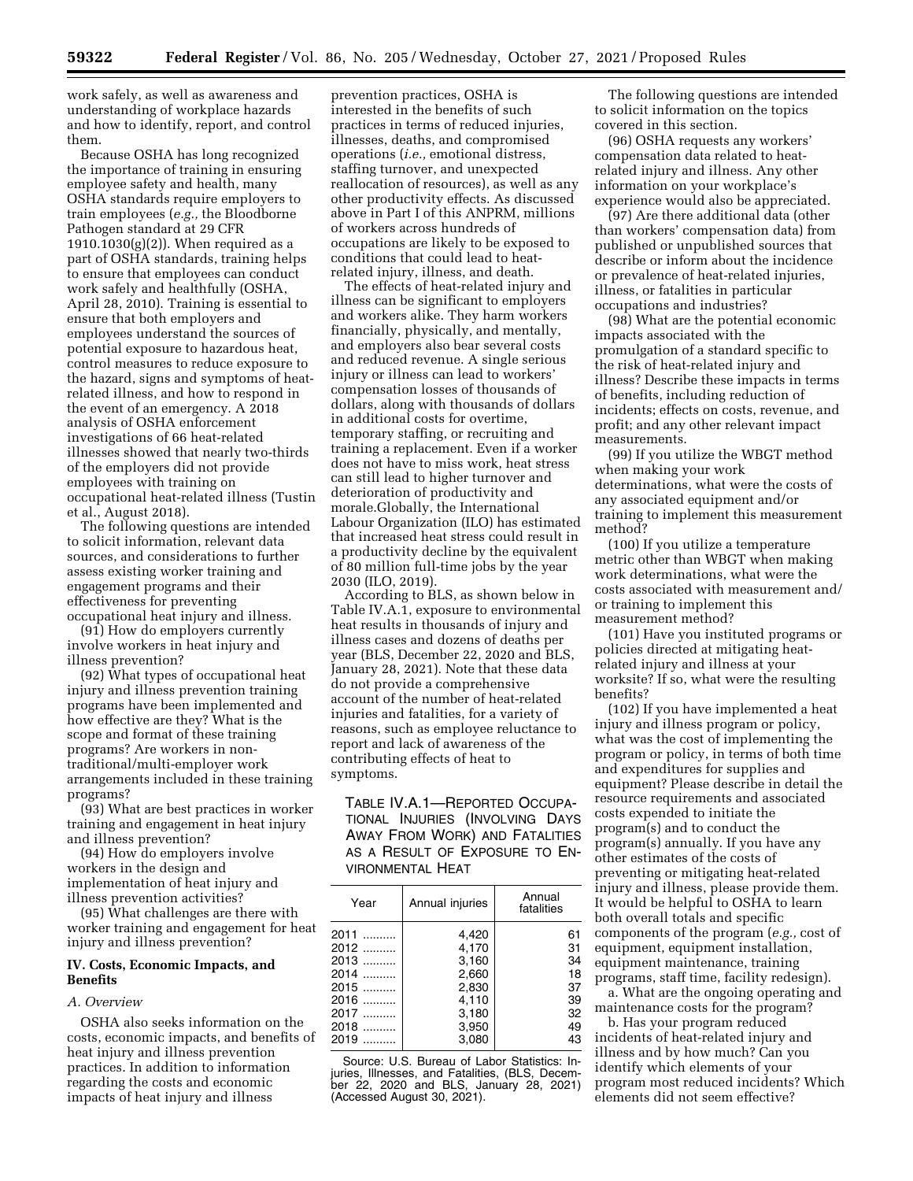work safely, as well as awareness and understanding of workplace hazards and how to identify, report, and control them.

Because OSHA has long recognized the importance of training in ensuring employee safety and health, many OSHA standards require employers to train employees (*e.g.,* the Bloodborne Pathogen standard at 29 CFR 1910.1030(g)(2)). When required as a part of OSHA standards, training helps to ensure that employees can conduct work safely and healthfully (OSHA, April 28, 2010). Training is essential to ensure that both employers and employees understand the sources of potential exposure to hazardous heat, control measures to reduce exposure to the hazard, signs and symptoms of heat-related illness, and how to respond in the event of an emergency. A 2018 analysis of OSHA enforcement investigations of 66 heat-related illnesses showed that nearly two-thirds of the employers did not provide employees with training on occupational heat-related illness (Tustin et al., August 2018).

The following questions are intended to solicit information, relevant data sources, and considerations to further assess existing worker training and engagement programs and their effectiveness for preventing occupational heat injury and illness.

(91) How do employers currently involve workers in heat injury and illness prevention?

(92) What types of occupational heat injury and illness prevention training programs have been implemented and how effective are they? What is the scope and format of these training programs? Are workers in non-traditional/multi-employer work arrangements included in these training programs?

(93) What are best practices in worker training and engagement in heat injury and illness prevention?

(94) How do employers involve workers in the design and implementation of heat injury and illness prevention activities?

(95) What challenges are there with worker training and engagement for heat injury and illness prevention?

## IV. Costs, Economic Impacts, and Benefits

### *A. Overview*

OSHA also seeks information on the costs, economic impacts, and benefits of heat injury and illness prevention practices. In addition to information regarding the costs and economic impacts of heat injury and illness prevention practices, OSHA is interested in the benefits of such practices in terms of reduced injuries, illnesses, deaths, and compromised operations (*i.e.,* emotional distress, staffing turnover, and unexpected reallocation of resources), as well as any other productivity effects. As discussed above in Part I of this ANPRM, millions of workers across hundreds of occupations are likely to be exposed to conditions that could lead to heat-related injury, illness, and death.

The effects of heat-related injury and illness can be significant to employers and workers alike. They harm workers financially, physically, and mentally, and employers also bear several costs and reduced revenue. A single serious injury or illness can lead to workers' compensation losses of thousands of dollars, along with thousands of dollars in additional costs for overtime, temporary staffing, or recruiting and training a replacement. Even if a worker does not have to miss work, heat stress can still lead to higher turnover and deterioration of productivity and morale.Globally, the International Labour Organization (ILO) has estimated that increased heat stress could result in a productivity decline by the equivalent of 80 million full-time jobs by the year 2030 (ILO, 2019).

According to BLS, as shown below in Table IV.A.1, exposure to environmental heat results in thousands of injury and illness cases and dozens of deaths per year (BLS, December 22, 2020 and BLS, January 28, 2021). Note that these data do not provide a comprehensive account of the number of heat-related injuries and fatalities, for a variety of reasons, such as employee reluctance to report and lack of awareness of the contributing effects of heat to symptoms.

TABLE IV.A.1—REPORTED OCCUPATIONAL INJURIES (INVOLVING DAYS AWAY FROM WORK) AND FATALITIES AS A RESULT OF EXPOSURE TO ENVIRONMENTAL HEAT

| Year | Annual injuries | Annual fatalities |
|---|---|---|
| 2011 | 4,420 | 61 |
| 2012 | 4,170 | 31 |
| 2013 | 3,160 | 34 |
| 2014 | 2,660 | 18 |
| 2015 | 2,830 | 37 |
| 2016 | 4,110 | 39 |
| 2017 | 3,180 | 32 |
| 2018 | 3,950 | 49 |
| 2019 | 3,080 | 43 |

Source: U.S. Bureau of Labor Statistics: Injuries, Illnesses, and Fatalities, (BLS, December 22, 2020 and BLS, January 28, 2021) (Accessed August 30, 2021).

The following questions are intended to solicit information on the topics covered in this section.

(96) OSHA requests any workers' compensation data related to heat-related injury and illness. Any other information on your workplace's experience would also be appreciated.

(97) Are there additional data (other than workers' compensation data) from published or unpublished sources that describe or inform about the incidence or prevalence of heat-related injuries, illness, or fatalities in particular occupations and industries?

(98) What are the potential economic impacts associated with the promulgation of a standard specific to the risk of heat-related injury and illness? Describe these impacts in terms of benefits, including reduction of incidents; effects on costs, revenue, and profit; and any other relevant impact measurements.

(99) If you utilize the WBGT method when making your work determinations, what were the costs of any associated equipment and/or training to implement this measurement method?

(100) If you utilize a temperature metric other than WBGT when making work determinations, what were the costs associated with measurement and/or training to implement this measurement method?

(101) Have you instituted programs or policies directed at mitigating heat-related injury and illness at your worksite? If so, what were the resulting benefits?

(102) If you have implemented a heat injury and illness program or policy, what was the cost of implementing the program or policy, in terms of both time and expenditures for supplies and equipment? Please describe in detail the resource requirements and associated costs expended to initiate the program(s) and to conduct the program(s) annually. If you have any other estimates of the costs of preventing or mitigating heat-related injury and illness, please provide them. It would be helpful to OSHA to learn both overall totals and specific components of the program (*e.g.,* cost of equipment, equipment installation, equipment maintenance, training programs, staff time, facility redesign).

a. What are the ongoing operating and maintenance costs for the program?

b. Has your program reduced incidents of heat-related injury and illness and by how much? Can you identify which elements of your program most reduced incidents? Which elements did not seem effective?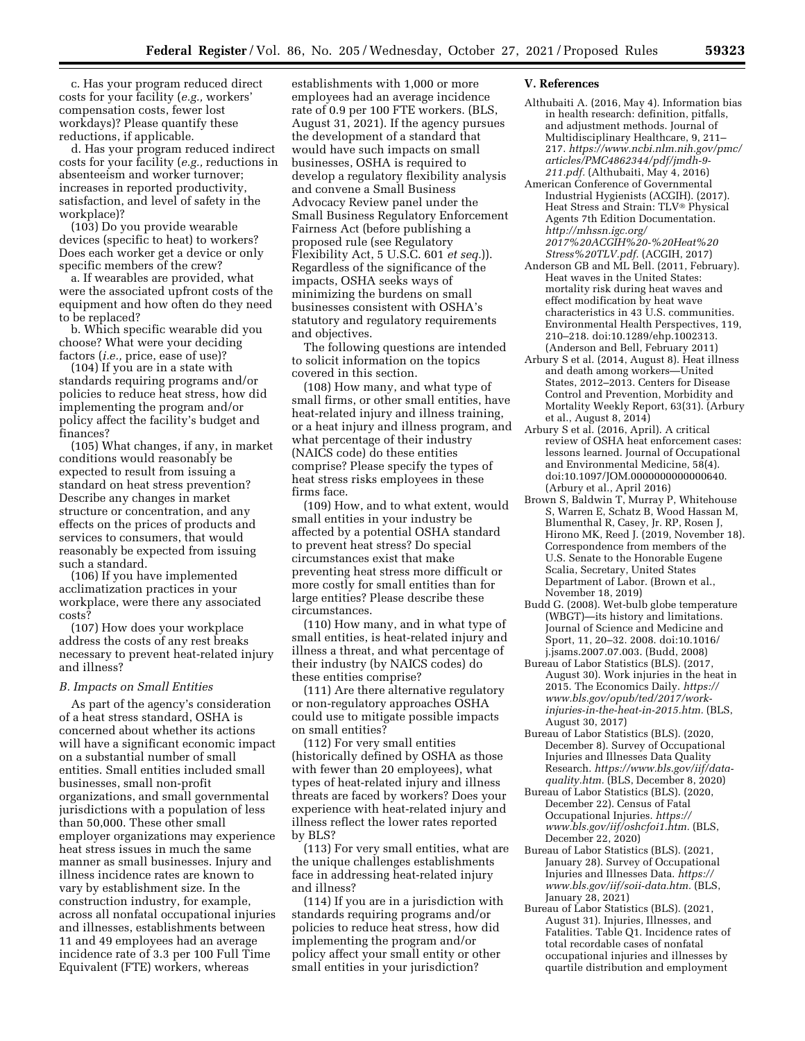c. Has your program reduced direct costs for your facility (*e.g.,* workers' compensation costs, fewer lost workdays)? Please quantify these reductions, if applicable.

d. Has your program reduced indirect costs for your facility (*e.g.,* reductions in absenteeism and worker turnover; increases in reported productivity, satisfaction, and level of safety in the workplace)?

(103) Do you provide wearable devices (specific to heat) to workers? Does each worker get a device or only specific members of the crew?

a. If wearables are provided, what were the associated upfront costs of the equipment and how often do they need to be replaced?

b. Which specific wearable did you choose? What were your deciding factors (*i.e.,* price, ease of use)?

(104) If you are in a state with standards requiring programs and/or policies to reduce heat stress, how did implementing the program and/or policy affect the facility's budget and finances?

(105) What changes, if any, in market conditions would reasonably be expected to result from issuing a standard on heat stress prevention? Describe any changes in market structure or concentration, and any effects on the prices of products and services to consumers, that would reasonably be expected from issuing such a standard.

(106) If you have implemented acclimatization practices in your workplace, were there any associated costs?

(107) How does your workplace address the costs of any rest breaks necessary to prevent heat-related injury and illness?

### *B. Impacts on Small Entities*

As part of the agency's consideration of a heat stress standard, OSHA is concerned about whether its actions will have a significant economic impact on a substantial number of small entities. Small entities included small businesses, small non-profit organizations, and small governmental jurisdictions with a population of less than 50,000. These other small employer organizations may experience heat stress issues in much the same manner as small businesses. Injury and illness incidence rates are known to vary by establishment size. In the construction industry, for example, across all nonfatal occupational injuries and illnesses, establishments between 11 and 49 employees had an average incidence rate of 3.3 per 100 Full Time Equivalent (FTE) workers, whereas establishments with 1,000 or more employees had an average incidence rate of 0.9 per 100 FTE workers. (BLS, August 31, 2021). If the agency pursues the development of a standard that would have such impacts on small businesses, OSHA is required to develop a regulatory flexibility analysis and convene a Small Business Advocacy Review panel under the Small Business Regulatory Enforcement Fairness Act (before publishing a proposed rule (see Regulatory Flexibility Act, 5 U.S.C. 601 *et seq.*)). Regardless of the significance of the impacts, OSHA seeks ways of minimizing the burdens on small businesses consistent with OSHA's statutory and regulatory requirements and objectives.

The following questions are intended to solicit information on the topics covered in this section.

(108) How many, and what type of small firms, or other small entities, have heat-related injury and illness training, or a heat injury and illness program, and what percentage of their industry (NAICS code) do these entities comprise? Please specify the types of heat stress risks employees in these firms face.

(109) How, and to what extent, would small entities in your industry be affected by a potential OSHA standard to prevent heat stress? Do special circumstances exist that make preventing heat stress more difficult or more costly for small entities than for large entities? Please describe these circumstances.

(110) How many, and in what type of small entities, is heat-related injury and illness a threat, and what percentage of their industry (by NAICS codes) do these entities comprise?

(111) Are there alternative regulatory or non-regulatory approaches OSHA could use to mitigate possible impacts on small entities?

(112) For very small entities (historically defined by OSHA as those with fewer than 20 employees), what types of heat-related injury and illness threats are faced by workers? Does your experience with heat-related injury and illness reflect the lower rates reported by BLS?

(113) For very small entities, what are the unique challenges establishments face in addressing heat-related injury and illness?

(114) If you are in a jurisdiction with standards requiring programs and/or policies to reduce heat stress, how did implementing the program and/or policy affect your small entity or other small entities in your jurisdiction?

## V. References

Althubaiti A. (2016, May 4). Information bias in health research: definition, pitfalls, and adjustment methods. Journal of Multidisciplinary Healthcare, 9, 211–217. *https://www.ncbi.nlm.nih.gov/pmc/articles/PMC4862344/pdf/jmdh-9-211.pdf.* (Althubaiti, May 4, 2016)

American Conference of Governmental Industrial Hygienists (ACGIH). (2017). Heat Stress and Strain: TLV® Physical Agents 7th Edition Documentation. *http://mhssn.igc.org/2017%20ACGIH%20-%20Heat%20Stress%20TLV.pdf.* (ACGIH, 2017)

Anderson GB and ML Bell. (2011, February). Heat waves in the United States: mortality risk during heat waves and effect modification by heat wave characteristics in 43 U.S. communities. Environmental Health Perspectives, 119, 210–218. doi:10.1289/ehp.1002313. (Anderson and Bell, February 2011)

Arbury S et al. (2014, August 8). Heat illness and death among workers—United States, 2012–2013. Centers for Disease Control and Prevention, Morbidity and Mortality Weekly Report, 63(31). (Arbury et al., August 8, 2014)

Arbury S et al. (2016, April). A critical review of OSHA heat enforcement cases: lessons learned. Journal of Occupational and Environmental Medicine, 58(4). doi:10.1097/JOM.0000000000000640. (Arbury et al., April 2016)

Brown S, Baldwin T, Murray P, Whitehouse S, Warren E, Schatz B, Wood Hassan M, Blumenthal R, Casey, Jr. RP, Rosen J, Hirono MK, Reed J. (2019, November 18). Correspondence from members of the U.S. Senate to the Honorable Eugene Scalia, Secretary, United States Department of Labor. (Brown et al., November 18, 2019)

Budd G. (2008). Wet-bulb globe temperature (WBGT)—its history and limitations. Journal of Science and Medicine and Sport, 11, 20–32. 2008. doi:10.1016/j.jsams.2007.07.003. (Budd, 2008)

Bureau of Labor Statistics (BLS). (2017, August 30). Work injuries in the heat in 2015. The Economics Daily. *https://www.bls.gov/opub/ted/2017/work-injuries-in-the-heat-in-2015.htm.* (BLS, August 30, 2017)

Bureau of Labor Statistics (BLS). (2020, December 8). Survey of Occupational Injuries and Illnesses Data Quality Research. *https://www.bls.gov/iif/data-quality.htm.* (BLS, December 8, 2020)

Bureau of Labor Statistics (BLS). (2020, December 22). Census of Fatal Occupational Injuries. *https://www.bls.gov/iif/oshcfoi1.htm.* (BLS, December 22, 2020)

Bureau of Labor Statistics (BLS). (2021, January 28). Survey of Occupational Injuries and Illnesses Data. *https://www.bls.gov/iif/soii-data.htm.* (BLS, January 28, 2021)

Bureau of Labor Statistics (BLS). (2021, August 31). Injuries, Illnesses, and Fatalities. Table Q1. Incidence rates of total recordable cases of nonfatal occupational injuries and illnesses by quartile distribution and employment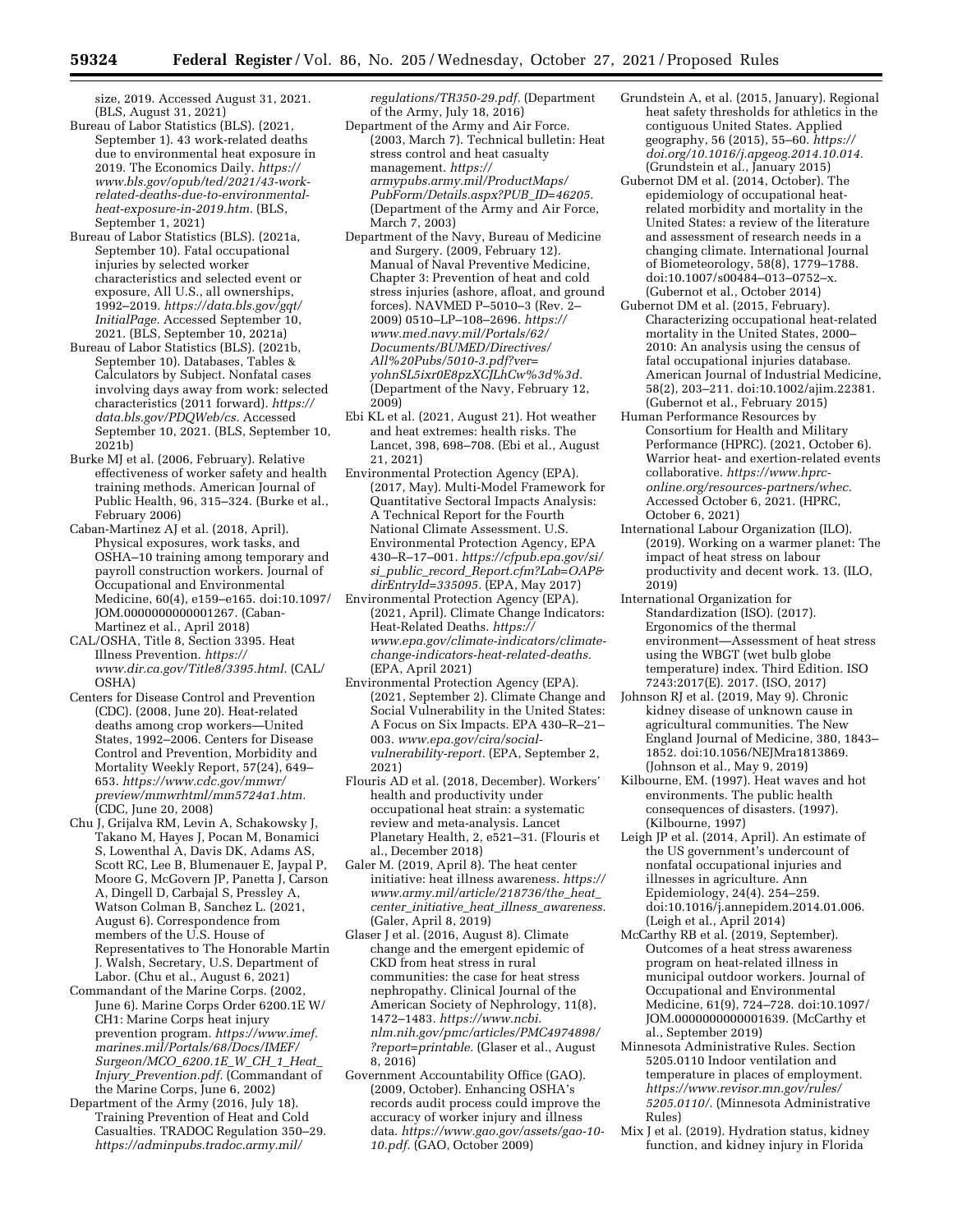size, 2019. Accessed August 31, 2021. (BLS, August 31, 2021)

Bureau of Labor Statistics (BLS). (2021, September 1). 43 work-related deaths due to environmental heat exposure in 2019. The Economics Daily. *https://www.bls.gov/opub/ted/2021/43-work-related-deaths-due-to-environmental-heat-exposure-in-2019.htm.* (BLS, September 1, 2021)

Bureau of Labor Statistics (BLS). (2021a, September 10). Fatal occupational injuries by selected worker characteristics and selected event or exposure, All U.S., all ownerships, 1992–2019. *https://data.bls.gov/gqt/InitialPage.* Accessed September 10, 2021. (BLS, September 10, 2021a)

Bureau of Labor Statistics (BLS). (2021b, September 10). Databases, Tables & Calculators by Subject. Nonfatal cases involving days away from work: selected characteristics (2011 forward). *https://data.bls.gov/PDQWeb/cs.* Accessed September 10, 2021. (BLS, September 10, 2021b)

Burke MJ et al. (2006, February). Relative effectiveness of worker safety and health training methods. American Journal of Public Health, 96, 315–324. (Burke et al., February 2006)

Caban-Martinez AJ et al. (2018, April). Physical exposures, work tasks, and OSHA–10 training among temporary and payroll construction workers. Journal of Occupational and Environmental Medicine, 60(4), e159–e165. doi:10.1097/JOM.0000000000001267. (Caban-Martinez et al., April 2018)

CAL/OSHA, Title 8, Section 3395. Heat Illness Prevention. *https://www.dir.ca.gov/Title8/3395.html.* (CAL/OSHA)

Centers for Disease Control and Prevention (CDC). (2008, June 20). Heat-related deaths among crop workers—United States, 1992–2006. Centers for Disease Control and Prevention, Morbidity and Mortality Weekly Report, 57(24), 649–653. *https://www.cdc.gov/mmwr/preview/mmwrhtml/mm5724a1.htm.* (CDC, June 20, 2008)

Chu J, Grijalva RM, Levin A, Schakowsky J, Takano M, Hayes J, Pocan M, Bonamici S, Lowenthal A, Davis DK, Adams AS, Scott RC, Lee B, Blumenauer E, Jaypal P, Moore G, McGovern JP, Panetta J, Carson A, Dingell D, Carbajal S, Pressley A, Watson Colman B, Sanchez L. (2021, August 6). Correspondence from members of the U.S. House of Representatives to The Honorable Martin J. Walsh, Secretary, U.S. Department of Labor. (Chu et al., August 6, 2021)

Commandant of the Marine Corps. (2002, June 6). Marine Corps Order 6200.1E W/CH1: Marine Corps heat injury prevention program. *https://www.imef.marines.mil/Portals/68/Docs/IMEF/Surgeon/MCO_6200.1E_W_CH_1_Heat_Injury_Prevention.pdf.* (Commandant of the Marine Corps, June 6, 2002)

Department of the Army (2016, July 18). Training Prevention of Heat and Cold Casualties. TRADOC Regulation 350–29. *https://adminpubs.tradoc.army.mil/regulations/TR350-29.pdf.* (Department of the Army, July 18, 2016)

Department of the Army and Air Force. (2003, March 7). Technical bulletin: Heat stress control and heat casualty management. *https://armypubs.army.mil/ProductMaps/PubForm/Details.aspx?PUB_ID=46205.* (Department of the Army and Air Force, March 7, 2003)

Department of the Navy, Bureau of Medicine and Surgery. (2009, February 12). Manual of Naval Preventive Medicine, Chapter 3: Prevention of heat and cold stress injuries (ashore, afloat, and ground forces). NAVMED P–5010–3 (Rev. 2–2009) 0510–LP–108–2696. *https://www.med.navy.mil/Portals/62/Documents/BUMED/Directives/All%20Pubs/5010-3.pdf?ver=yohnSL5ixr0E8pzXCJLhCw%3d%3d.* (Department of the Navy, February 12, 2009)

Ebi KL et al. (2021, August 21). Hot weather and heat extremes: health risks. The Lancet, 398, 698–708. (Ebi et al., August 21, 2021)

Environmental Protection Agency (EPA). (2017, May). Multi-Model Framework for Quantitative Sectoral Impacts Analysis: A Technical Report for the Fourth National Climate Assessment. U.S. Environmental Protection Agency, EPA 430–R–17–001. *https://cfpub.epa.gov/si/si_public_record_Report.cfm?Lab=OAP&dirEntryId=335095.* (EPA, May 2017)

Environmental Protection Agency (EPA). (2021, April). Climate Change Indicators: Heat-Related Deaths. *https://www.epa.gov/climate-indicators/climate-change-indicators-heat-related-deaths.* (EPA, April 2021)

Environmental Protection Agency (EPA). (2021, September 2). Climate Change and Social Vulnerability in the United States: A Focus on Six Impacts. EPA 430–R–21–003. *www.epa.gov/cira/social-vulnerability-report.* (EPA, September 2, 2021)

Flouris AD et al. (2018, December). Workers' health and productivity under occupational heat strain: a systematic review and meta-analysis. Lancet Planetary Health, 2, e521–31. (Flouris et al., December 2018)

Galer M. (2019, April 8). The heat center initiative: heat illness awareness. *https://www.army.mil/article/218736/the_heat_center_initiative_heat_illness_awareness.* (Galer, April 8, 2019)

Glaser J et al. (2016, August 8). Climate change and the emergent epidemic of CKD from heat stress in rural communities: the case for heat stress nephropathy. Clinical Journal of the American Society of Nephrology, 11(8), 1472–1483. *https://www.ncbi.nlm.nih.gov/pmc/articles/PMC4974898/?report=printable.* (Glaser et al., August 8, 2016)

Government Accountability Office (GAO). (2009, October). Enhancing OSHA's records audit process could improve the accuracy of worker injury and illness data. *https://www.gao.gov/assets/gao-10-10.pdf.* (GAO, October 2009)

Grundstein A, et al. (2015, January). Regional heat safety thresholds for athletics in the contiguous United States. Applied geography, 56 (2015), 55–60. *https://doi.org/10.1016/j.apgeog.2014.10.014.* (Grundstein et al., January 2015)

Gubernot DM et al. (2014, October). The epidemiology of occupational heat-related morbidity and mortality in the United States: a review of the literature and assessment of research needs in a changing climate. International Journal of Biometeorology, 58(8), 1779–1788. doi:10.1007/s00484–013–0752–x. (Gubernot et al., October 2014)

Gubernot DM et al. (2015, February). Characterizing occupational heat-related mortality in the United States, 2000–2010: An analysis using the census of fatal occupational injuries database. American Journal of Industrial Medicine, 58(2), 203–211. doi:10.1002/ajim.22381. (Gubernot et al., February 2015)

Human Performance Resources by Consortium for Health and Military Performance (HPRC). (2021, October 6). Warrior heat- and exertion-related events collaborative. *https://www.hprc-online.org/resources-partners/whec.* Accessed October 6, 2021. (HPRC, October 6, 2021)

International Labour Organization (ILO). (2019). Working on a warmer planet: The impact of heat stress on labour productivity and decent work. 13. (ILO, 2019)

International Organization for Standardization (ISO). (2017). Ergonomics of the thermal environment—Assessment of heat stress using the WBGT (wet bulb globe temperature) index. Third Edition. ISO 7243:2017(E). 2017. (ISO, 2017)

Johnson RJ et al. (2019, May 9). Chronic kidney disease of unknown cause in agricultural communities. The New England Journal of Medicine, 380, 1843–1852. doi:10.1056/NEJMra1813869. (Johnson et al., May 9, 2019)

Kilbourne, EM. (1997). Heat waves and hot environments. The public health consequences of disasters. (1997). (Kilbourne, 1997)

Leigh JP et al. (2014, April). An estimate of the US government's undercount of nonfatal occupational injuries and illnesses in agriculture. Ann Epidemiology, 24(4). 254–259. doi:10.1016/j.annepidem.2014.01.006. (Leigh et al., April 2014)

McCarthy RB et al. (2019, September). Outcomes of a heat stress awareness program on heat-related illness in municipal outdoor workers. Journal of Occupational and Environmental Medicine, 61(9), 724–728. doi:10.1097/JOM.0000000000001639. (McCarthy et al., September 2019)

Minnesota Administrative Rules. Section 5205.0110 Indoor ventilation and temperature in places of employment. *https://www.revisor.mn.gov/rules/5205.0110/.* (Minnesota Administrative Rules)

Mix J et al. (2019). Hydration status, kidney function, and kidney injury in Florida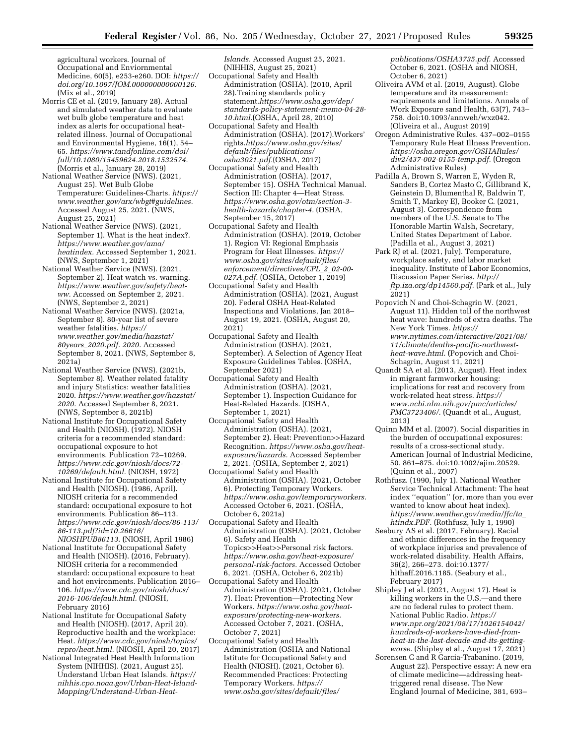agricultural workers. Journal of Occupational and Enviornmental Medicine, 60(5), e253-e260. DOI: *https://doi.org/10.1097/JOM.000000000000126.* (Mix et al., 2019)

Morris CE et al. (2019, January 28). Actual and simulated weather data to evaluate wet bulb globe temperature and heat index as alerts for occupational heat-related illness. Journal of Occupational and Environmental Hygiene, 16(1), 54–65. *https://www.tandfonline.com/doi/full/10.1080/15459624.2018.1532574.* (Morris et al., January 28, 2019)

National Weather Service (NWS). (2021, August 25). Wet Bulb Globe Temperature: Guidelines-Charts. *https://www.weather.gov/arx/wbgt#guidelines.* Accessed August 25, 2021. (NWS, August 25, 2021)

National Weather Service (NWS). (2021, September 1). What is the heat index?. *https://www.weather.gov/ama/heatindex.* Accessed September 1, 2021. (NWS, September 1, 2021)

National Weather Service (NWS). (2021, September 2). Heat watch vs. warning. *https://www.weather.gov/safety/heat-ww.* Accessed on September 2, 2021. (NWS, September 2, 2021)

National Weather Service (NWS). (2021a, September 8). 80-year list of severe weather fatalities. *https://www.weather.gov/media/hazstat/80years_2020.pdf. 2020.* Accessed September 8, 2021. (NWS, September 8, 2021a)

National Weather Service (NWS). (2021b, September 8). Weather related fatality and injury Statistics: weather fatalities 2020. *https://www.weather.gov/hazstat/2020.* Accessed September 8, 2021. (NWS, September 8, 2021b)

National Institute for Occupational Safety and Health (NIOSH). (1972). NIOSH criteria for a recommended standard: occupational exposure to hot environments. Publication 72–10269. *https://www.cdc.gov/niosh/docs/72-10269/default.html.* (NIOSH, 1972)

National Institute for Occupational Safety and Health (NIOSH). (1986, April). NIOSH criteria for a recommended standard: occupational exposure to hot environments. Publication 86–113. *https://www.cdc.gov/niosh/docs/86-113/86-113.pdf?id=10.26616/NIOSHPUB86113.* (NIOSH, April 1986)

National Institute for Occupational Safety and Health (NIOSH). (2016, February). NIOSH criteria for a recommended standard: occupational exposure to heat and hot environments. Publication 2016–106. *https://www.cdc.gov/niosh/docs/2016-106/default.html.* (NIOSH, February 2016)

National Institute for Occupational Safety and Health (NIOSH). (2017, April 20). Reproductive health and the workplace: Heat. *https://www.cdc.gov/niosh/topics/repro/heat.html.* (NIOSH, April 20, 2017)

National Integrated Heat Health Information System (NIHHIS). (2021, August 25). Understand Urban Heat Islands. *https://nihhis.cpo.noaa.gov/Urban-Heat-Island-Mapping/Understand-Urban-Heat-Islands.* Accessed August 25, 2021. (NIHHIS, August 25, 2021)

Occupational Safety and Health Administration (OSHA). (2010, April 28).Training standards policy statement.*https://www.osha.gov/dep/standards-policy-statement-memo-04-28-10.html.*(OSHA, April 28, 2010)

Occupational Safety and Health Administration (OSHA). (2017).Workers' rights.*https://www.osha.gov/sites/default/files/publications/osha3021.pdf.*(OSHA, 2017)

Occupational Safety and Health Administration (OSHA). (2017, September 15). OSHA Technical Manual. Section III: Chapter 4—Heat Stress. *https://www.osha.gov/otm/section-3-health-hazards/chapter-4.* (OSHA, September 15, 2017)

Occupational Safety and Health Administration (OSHA). (2019, October 1). Region VI: Regional Emphasis Program for Heat Illnesses. *https://www.osha.gov/sites/default/files/enforcement/directives/CPL_2_02-00-027A.pdf.* (OSHA, October 1, 2019)

Occupational Safety and Health Administration (OSHA). (2021, August 20). Federal OSHA Heat-Related Inspections and Violations, Jan 2018–August 19, 2021. (OSHA, August 20, 2021)

Occupational Safety and Health Administration (OSHA). (2021, September). A Selection of Agency Heat Exposure Guidelines Tables. (OSHA, September 2021)

Occupational Safety and Health Administration (OSHA). (2021, September 1). Inspection Guidance for Heat-Related Hazards. (OSHA, September 1, 2021)

Occupational Safety and Health Administration (OSHA). (2021, September 2). Heat: Prevention>>Hazard Recognition. *https://www.osha.gov/heat-exposure/hazards.* Accessed September 2, 2021. (OSHA, September 2, 2021)

Occupational Safety and Health Administration (OSHA). (2021, October 6). Protecting Temporary Workers. *https://www.osha.gov/temporaryworkers.* Accessed October 6, 2021. (OSHA, October 6, 2021a)

Occupational Safety and Health Administration (OSHA). (2021, October 6). Safety and Health Topics>>Heat>>Personal risk factors. *https://www.osha.gov/heat-exposure/personal-risk-factors.* Accessed October 6, 2021. (OSHA, October 6, 2021b)

Occupational Safety and Health Administration (OSHA). (2021, October 7). Heat: Prevention—Protecting New Workers. *https://www.osha.gov/heat-exposure/protecting-new-workers.* Accessed October 7, 2021. (OSHA, October 7, 2021)

Occupational Safety and Health Administration (OSHA and National Istitute for Occupational Safety and Health (NIOSH). (2021, October 6). Recommended Practices: Protecting Temporary Workers. *https://www.osha.gov/sites/default/files/publications/OSHA3735.pdf.* Accessed October 6, 2021. (OSHA and NIOSH, October 6, 2021)

Oliveira AVM et al. (2019, August). Globe temperature and its measurement: requirements and limitations. Annals of Work Exposure sand Health, 63(7), 743–758. doi:10.1093/annweh/wxz042. (Oliveira et al., August 2019)

Oregon Administrative Rules. 437–002–0155 Temporary Rule Heat Illness Prevention. *https://osha.oregon.gov/OSHARules/div2/437-002-0155-temp.pdf.* (Oregon Administrative Rules)

Padilla A, Brown S, Warren E, Wyden R, Sanders B, Cortez Masto C, Gillibrand K, Geinstein D, Blumenthal R, Baldwin T, Smith T, Markey EJ, Booker C. (2021, August 3). Correspondence from members of the U.S. Senate to The Honorable Martin Walsh, Secretary, United States Department of Labor. (Padilla et al., August 3, 2021)

Park RJ et al. (2021, July). Temperature, workplace safety, and labor market inequality. Institute of Labor Economics, Discussion Paper Series. *http://ftp.iza.org/dp14560.pdf.* (Park et al., July 2021)

Popovich N and Choi-Schagrin W. (2021, August 11). Hidden toll of the northwest heat wave: hundreds of extra deaths. The New York Times. *https://www.nytimes.com/interactive/2021/08/11/climate/deaths-pacific-northwest-heat-wave.html.* (Popovich and Choi-Schagrin, August 11, 2021)

Quandt SA et al. (2013, August). Heat index in migrant farmworker housing: implications for rest and recovery from work-related heat stress. *https://www.ncbi.nlm.nih.gov/pmc/articles/PMC3723406/.* (Quandt et al., August, 2013)

Quinn MM et al. (2007). Social disparities in the burden of occupational exposures: results of a cross-sectional study. American Journal of Industrial Medicine, 50, 861–875. doi:10.1002/ajim.20529. (Quinn et al., 2007)

Rothfusz. (1990, July 1). National Weather Service Technical Attachment: The heat index ''equation'' (or, more than you ever wanted to know about heat index). *https://www.weather.gov/media/ffc/ta_htindx.PDF.* (Rothfusz, July 1, 1990)

Seabury AS et al. (2017, February). Racial and ethnic differences in the frequency of workplace injuries and prevalence of work-related disability. Health Affairs, 36(2), 266–273. doi:10.1377/hlthaff.2016.1185. (Seabury et al., February 2017)

Shipley J et al. (2021, August 17). Heat is killing workers in the U.S.—and there are no federal rules to protect them. National Public Radio. *https://www.npr.org/2021/08/17/1026154042/hundreds-of-workers-have-died-from-heat-in-the-last-decade-and-its-getting-worse.* (Shipley et al., August 17, 2021)

Sorensen C and R Garcia-Trabanino. (2019, August 22). Perspective essay: A new era of climate medicine—addressing heat-triggered renal disease. The New England Journal of Medicine, 381, 693–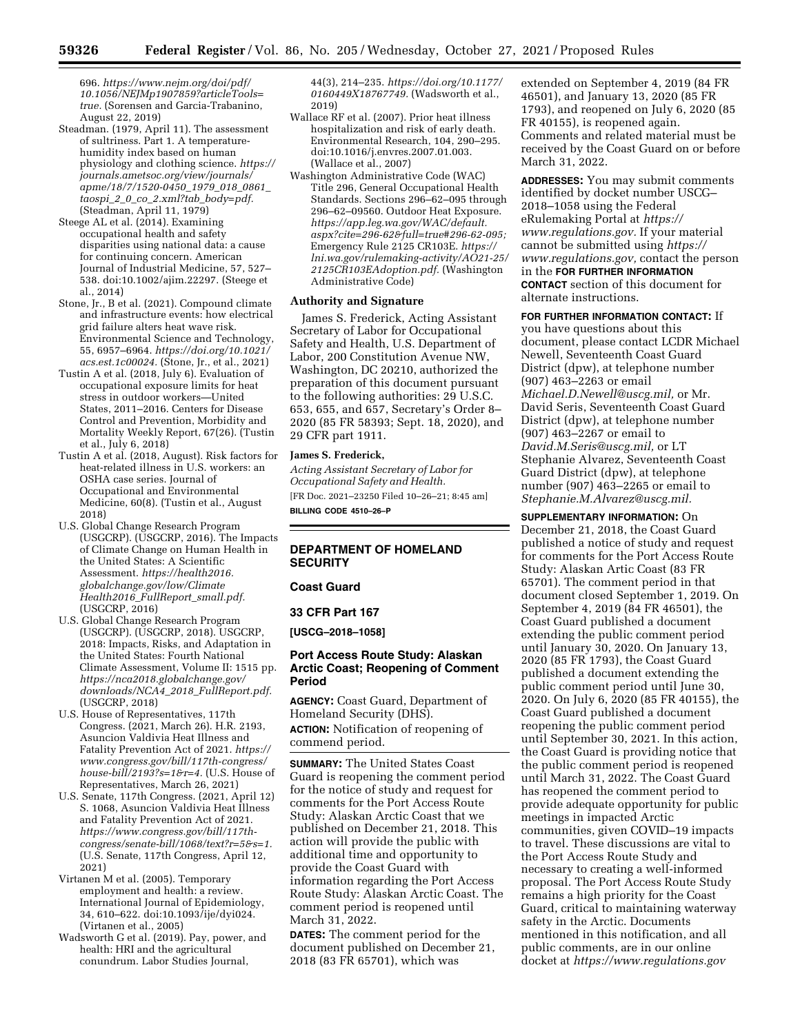696. *https://www.nejm.org/doi/pdf/10.1056/NEJMp1907859?articleTools=true.* (Sorensen and Garcia-Trabanino, August 22, 2019)

Steadman. (1979, April 11). The assessment of sultriness. Part 1. A temperature-humidity index based on human physiology and clothing science. *https://journals.ametsoc.org/view/journals/apme/18/7/1520-0450_1979_018_0861_taospi_2_0_co_2.xml?tab_body=pdf.* (Steadman, April 11, 1979)

Steege AL et al. (2014). Examining occupational health and safety disparities using national data: a cause for continuing concern. American Journal of Industrial Medicine, 57, 527–538. doi:10.1002/ajim.22297. (Steege et al., 2014)

Stone, Jr., B et al. (2021). Compound climate and infrastructure events: how electrical grid failure alters heat wave risk. Environmental Science and Technology, 55, 6957–6964. *https://doi.org/10.1021/acs.est.1c00024.* (Stone, Jr., et al., 2021)

Tustin A et al. (2018, July 6). Evaluation of occupational exposure limits for heat stress in outdoor workers—United States, 2011–2016. Centers for Disease Control and Prevention, Morbidity and Mortality Weekly Report, 67(26). (Tustin et al., July 6, 2018)

Tustin A et al. (2018, August). Risk factors for heat-related illness in U.S. workers: an OSHA case series. Journal of Occupational and Environmental Medicine, 60(8). (Tustin et al., August 2018)

U.S. Global Change Research Program (USGCRP). (USGCRP, 2016). The Impacts of Climate Change on Human Health in the United States: A Scientific Assessment. *https://health2016.globalchange.gov/low/ClimateHealth2016_FullReport_small.pdf.* (USGCRP, 2016)

U.S. Global Change Research Program (USGCRP). (USGCRP, 2018). USGCRP, 2018: Impacts, Risks, and Adaptation in the United States: Fourth National Climate Assessment, Volume II: 1515 pp. *https://nca2018.globalchange.gov/downloads/NCA4_2018_FullReport.pdf.* (USGCRP, 2018)

U.S. House of Representatives, 117th Congress. (2021, March 26). H.R. 2193, Asuncion Valdivia Heat Illness and Fatality Prevention Act of 2021. *https://www.congress.gov/bill/117th-congress/house-bill/2193?s=1&r=4.* (U.S. House of Representatives, March 26, 2021)

U.S. Senate, 117th Congress. (2021, April 12) S. 1068, Asuncion Valdivia Heat Illness and Fatality Prevention Act of 2021. *https://www.congress.gov/bill/117th-congress/senate-bill/1068/text?r=5&s=1.* (U.S. Senate, 117th Congress, April 12, 2021)

Virtanen M et al. (2005). Temporary employment and health: a review. International Journal of Epidemiology, 34, 610–622. doi:10.1093/ije/dyi024. (Virtanen et al., 2005)

Wadsworth G et al. (2019). Pay, power, and health: HRI and the agricultural conundrum. Labor Studies Journal, 44(3), 214–235. *https://doi.org/10.1177/0160449X18767749.* (Wadsworth et al., 2019)

Wallace RF et al. (2007). Prior heat illness hospitalization and risk of early death. Environmental Research, 104, 290–295. doi:10.1016/j.envres.2007.01.003. (Wallace et al., 2007)

Washington Administrative Code (WAC) Title 296, General Occupational Health Standards. Sections 296–62–095 through 296–62–09560. Outdoor Heat Exposure. *https://app.leg.wa.gov/WAC/default.aspx?cite=296-62&full=true#296-62-095;* Emergency Rule 2125 CR103E. *https://lni.wa.gov/rulemaking-activity/AO21-25/2125CR103EAdoption.pdf.* (Washington Administrative Code)

### Authority and Signature

James S. Frederick, Acting Assistant Secretary of Labor for Occupational Safety and Health, U.S. Department of Labor, 200 Constitution Avenue NW, Washington, DC 20210, authorized the preparation of this document pursuant to the following authorities: 29 U.S.C. 653, 655, and 657, Secretary's Order 8–2020 (85 FR 58393; Sept. 18, 2020), and 29 CFR part 1911.

**James S. Frederick,**

*Acting Assistant Secretary of Labor for Occupational Safety and Health.*

[FR Doc. 2021–23250 Filed 10–26–21; 8:45 am]

**BILLING CODE 4510–26–P**

## DEPARTMENT OF HOMELAND SECURITY

### Coast Guard

### 33 CFR Part 167

**[USCG–2018–1058]**

### Port Access Route Study: Alaskan Arctic Coast; Reopening of Comment Period

**AGENCY:** Coast Guard, Department of Homeland Security (DHS).

**ACTION:** Notification of reopening of commend period.

**SUMMARY:** The United States Coast Guard is reopening the comment period for the notice of study and request for comments for the Port Access Route Study: Alaskan Arctic Coast that we published on December 21, 2018. This action will provide the public with additional time and opportunity to provide the Coast Guard with information regarding the Port Access Route Study: Alaskan Arctic Coast. The comment period is reopened until March 31, 2022.

**DATES:** The comment period for the document published on December 21, 2018 (83 FR 65701), which was extended on September 4, 2019 (84 FR 46501), and January 13, 2020 (85 FR 1793), and reopened on July 6, 2020 (85 FR 40155), is reopened again. Comments and related material must be received by the Coast Guard on or before March 31, 2022.

**ADDRESSES:** You may submit comments identified by docket number USCG–2018–1058 using the Federal eRulemaking Portal at *https://www.regulations.gov.* If your material cannot be submitted using *https://www.regulations.gov,* contact the person in the **FOR FURTHER INFORMATION CONTACT** section of this document for alternate instructions.

**FOR FURTHER INFORMATION CONTACT:** If you have questions about this document, please contact LCDR Michael Newell, Seventeenth Coast Guard District (dpw), at telephone number (907) 463–2263 or email *Michael.D.Newell@uscg.mil,* or Mr. David Seris, Seventeenth Coast Guard District (dpw), at telephone number (907) 463–2267 or email to *David.M.Seris@uscg.mil,* or LT Stephanie Alvarez, Seventeenth Coast Guard District (dpw), at telephone number (907) 463–2265 or email to *Stephanie.M.Alvarez@uscg.mil.*

**SUPPLEMENTARY INFORMATION:** On December 21, 2018, the Coast Guard published a notice of study and request for comments for the Port Access Route Study: Alaskan Artic Coast (83 FR 65701). The comment period in that document closed September 1, 2019. On September 4, 2019 (84 FR 46501), the Coast Guard published a document extending the public comment period until January 30, 2020. On January 13, 2020 (85 FR 1793), the Coast Guard published a document extending the public comment period until June 30, 2020. On July 6, 2020 (85 FR 40155), the Coast Guard published a document reopening the public comment period until September 30, 2021. In this action, the Coast Guard is providing notice that the public comment period is reopened until March 31, 2022. The Coast Guard has reopened the comment period to provide adequate opportunity for public meetings in impacted Arctic communities, given COVID–19 impacts to travel. These discussions are vital to the Port Access Route Study and necessary to creating a well-informed proposal. The Port Access Route Study remains a high priority for the Coast Guard, critical to maintaining waterway safety in the Arctic. Documents mentioned in this notification, and all public comments, are in our online docket at *https://www.regulations.gov*